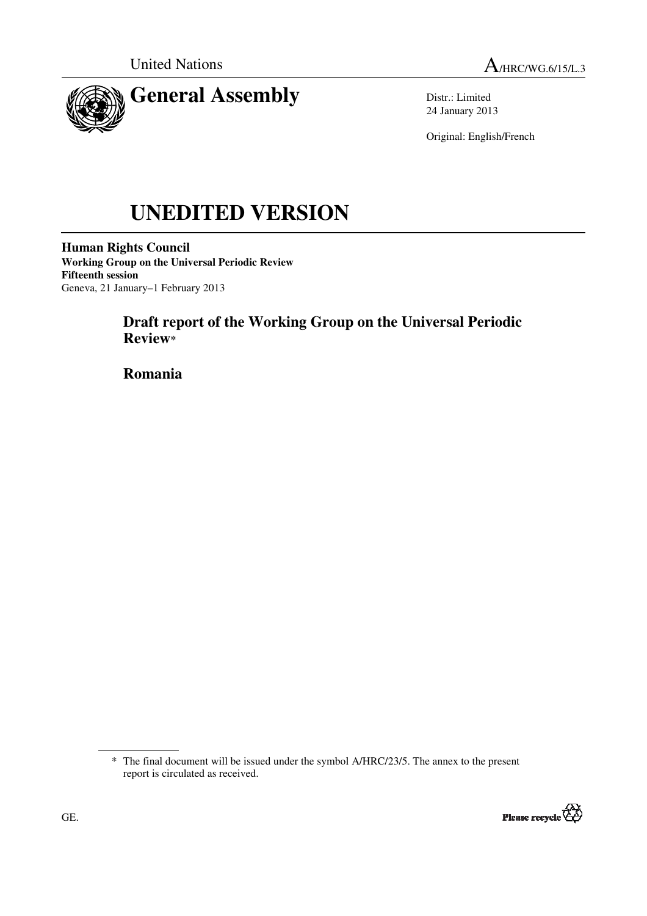United Nations

A/HRC/WG.6/15/L.3

# General Assembly

Distr.: Limited
24 January 2013

Original: English/French

# UNEDITED VERSION

**Human Rights Council**
**Working Group on the Universal Periodic Review**
**Fifteenth session**
Geneva, 21 January–1 February 2013

## Draft report of the Working Group on the Universal Periodic Review*

## Romania

---

\* The final document will be issued under the symbol A/HRC/23/5. The annex to the present report is circulated as received.

GE.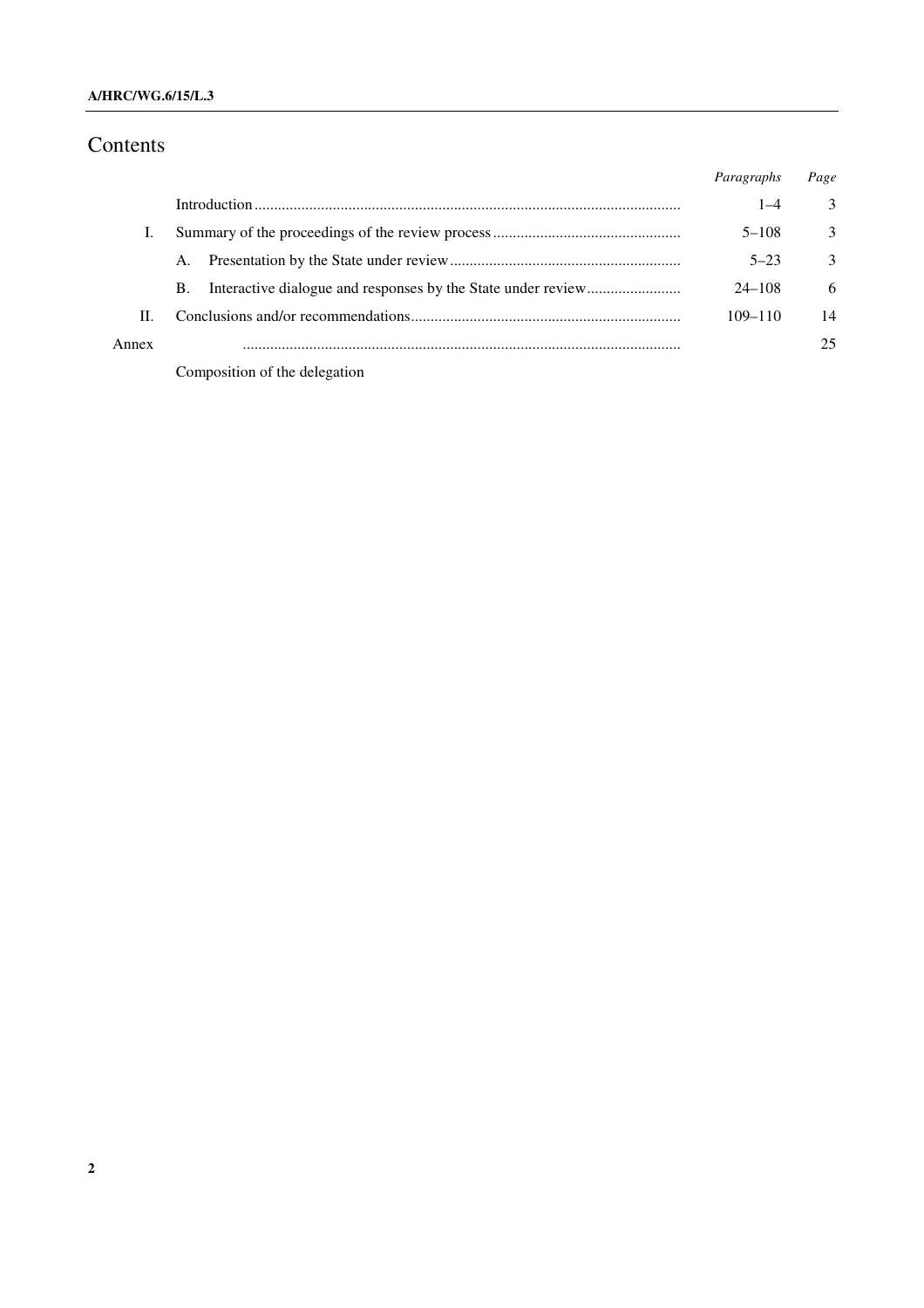# Contents

| | | Paragraphs | Page |
|---|---|---|---|
| | Introduction | 1–4 | 3 |
| I. | Summary of the proceedings of the review process | 5–108 | 3 |
| | A. Presentation by the State under review | 5–23 | 3 |
| | B. Interactive dialogue and responses by the State under review | 24–108 | 6 |
| II. | Conclusions and/or recommendations | 109–110 | 14 |
| Annex | | | 25 |
| | Composition of the delegation | | |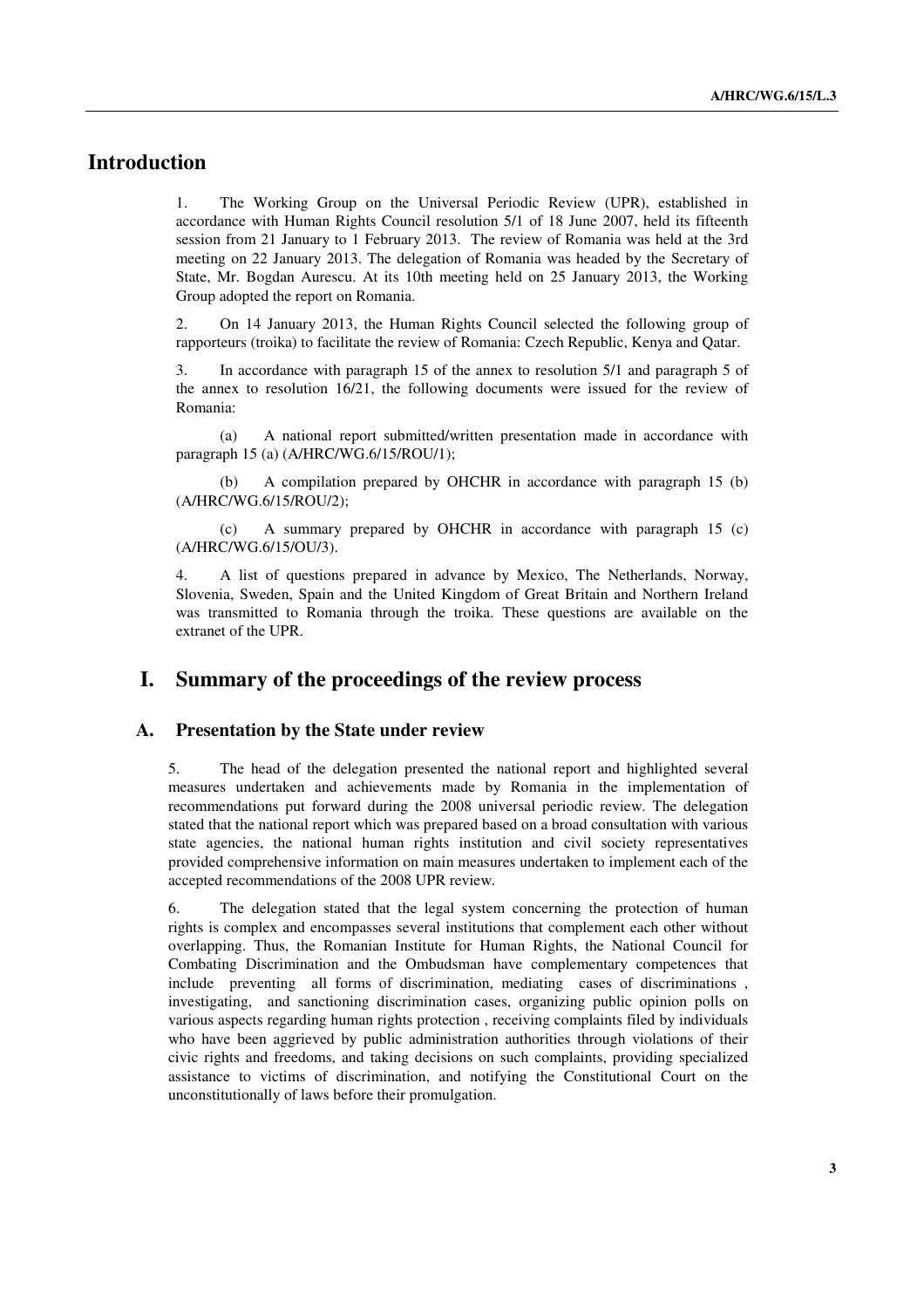## Introduction

1. The Working Group on the Universal Periodic Review (UPR), established in accordance with Human Rights Council resolution 5/1 of 18 June 2007, held its fifteenth session from 21 January to 1 February 2013. The review of Romania was held at the 3rd meeting on 22 January 2013. The delegation of Romania was headed by the Secretary of State, Mr. Bogdan Aurescu. At its 10th meeting held on 25 January 2013, the Working Group adopted the report on Romania.

2. On 14 January 2013, the Human Rights Council selected the following group of rapporteurs (troika) to facilitate the review of Romania: Czech Republic, Kenya and Qatar.

3. In accordance with paragraph 15 of the annex to resolution 5/1 and paragraph 5 of the annex to resolution 16/21, the following documents were issued for the review of Romania:

(a) A national report submitted/written presentation made in accordance with paragraph 15 (a) (A/HRC/WG.6/15/ROU/1);

(b) A compilation prepared by OHCHR in accordance with paragraph 15 (b) (A/HRC/WG.6/15/ROU/2);

(c) A summary prepared by OHCHR in accordance with paragraph 15 (c) (A/HRC/WG.6/15/OU/3).

4. A list of questions prepared in advance by Mexico, The Netherlands, Norway, Slovenia, Sweden, Spain and the United Kingdom of Great Britain and Northern Ireland was transmitted to Romania through the troika. These questions are available on the extranet of the UPR.

## I. Summary of the proceedings of the review process

### A. Presentation by the State under review

5. The head of the delegation presented the national report and highlighted several measures undertaken and achievements made by Romania in the implementation of recommendations put forward during the 2008 universal periodic review. The delegation stated that the national report which was prepared based on a broad consultation with various state agencies, the national human rights institution and civil society representatives provided comprehensive information on main measures undertaken to implement each of the accepted recommendations of the 2008 UPR review.

6. The delegation stated that the legal system concerning the protection of human rights is complex and encompasses several institutions that complement each other without overlapping. Thus, the Romanian Institute for Human Rights, the National Council for Combating Discrimination and the Ombudsman have complementary competences that include preventing all forms of discrimination, mediating cases of discriminations , investigating, and sanctioning discrimination cases, organizing public opinion polls on various aspects regarding human rights protection , receiving complaints filed by individuals who have been aggrieved by public administration authorities through violations of their civic rights and freedoms, and taking decisions on such complaints, providing specialized assistance to victims of discrimination, and notifying the Constitutional Court on the unconstitutionally of laws before their promulgation.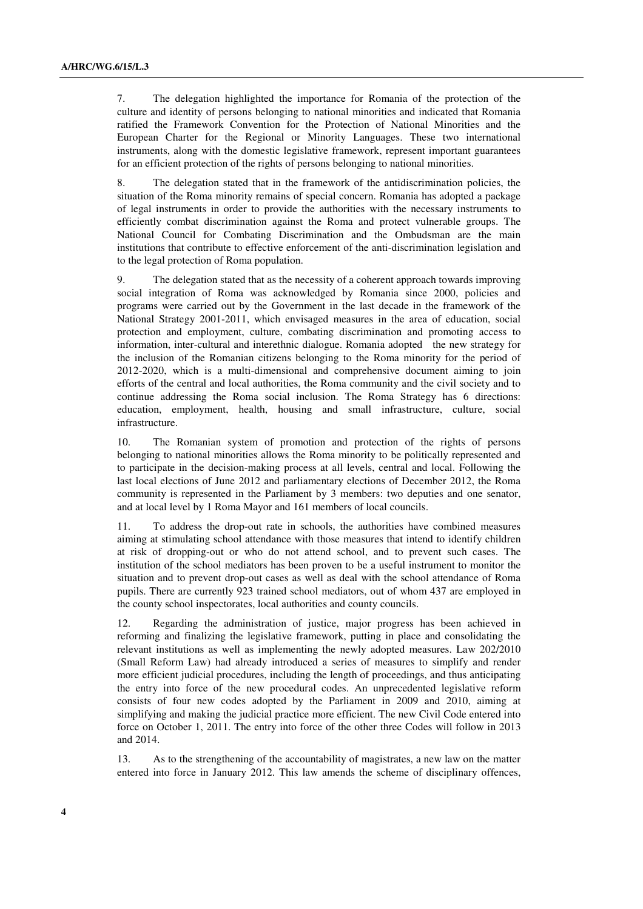7. The delegation highlighted the importance for Romania of the protection of the culture and identity of persons belonging to national minorities and indicated that Romania ratified the Framework Convention for the Protection of National Minorities and the European Charter for the Regional or Minority Languages. These two international instruments, along with the domestic legislative framework, represent important guarantees for an efficient protection of the rights of persons belonging to national minorities.

8. The delegation stated that in the framework of the antidiscrimination policies, the situation of the Roma minority remains of special concern. Romania has adopted a package of legal instruments in order to provide the authorities with the necessary instruments to efficiently combat discrimination against the Roma and protect vulnerable groups. The National Council for Combating Discrimination and the Ombudsman are the main institutions that contribute to effective enforcement of the anti-discrimination legislation and to the legal protection of Roma population.

9. The delegation stated that as the necessity of a coherent approach towards improving social integration of Roma was acknowledged by Romania since 2000, policies and programs were carried out by the Government in the last decade in the framework of the National Strategy 2001-2011, which envisaged measures in the area of education, social protection and employment, culture, combating discrimination and promoting access to information, inter-cultural and interethnic dialogue. Romania adopted the new strategy for the inclusion of the Romanian citizens belonging to the Roma minority for the period of 2012-2020, which is a multi-dimensional and comprehensive document aiming to join efforts of the central and local authorities, the Roma community and the civil society and to continue addressing the Roma social inclusion. The Roma Strategy has 6 directions: education, employment, health, housing and small infrastructure, culture, social infrastructure.

10. The Romanian system of promotion and protection of the rights of persons belonging to national minorities allows the Roma minority to be politically represented and to participate in the decision-making process at all levels, central and local. Following the last local elections of June 2012 and parliamentary elections of December 2012, the Roma community is represented in the Parliament by 3 members: two deputies and one senator, and at local level by 1 Roma Mayor and 161 members of local councils.

11. To address the drop-out rate in schools, the authorities have combined measures aiming at stimulating school attendance with those measures that intend to identify children at risk of dropping-out or who do not attend school, and to prevent such cases. The institution of the school mediators has been proven to be a useful instrument to monitor the situation and to prevent drop-out cases as well as deal with the school attendance of Roma pupils. There are currently 923 trained school mediators, out of whom 437 are employed in the county school inspectorates, local authorities and county councils.

12. Regarding the administration of justice, major progress has been achieved in reforming and finalizing the legislative framework, putting in place and consolidating the relevant institutions as well as implementing the newly adopted measures. Law 202/2010 (Small Reform Law) had already introduced a series of measures to simplify and render more efficient judicial procedures, including the length of proceedings, and thus anticipating the entry into force of the new procedural codes. An unprecedented legislative reform consists of four new codes adopted by the Parliament in 2009 and 2010, aiming at simplifying and making the judicial practice more efficient. The new Civil Code entered into force on October 1, 2011. The entry into force of the other three Codes will follow in 2013 and 2014.

13. As to the strengthening of the accountability of magistrates, a new law on the matter entered into force in January 2012. This law amends the scheme of disciplinary offences,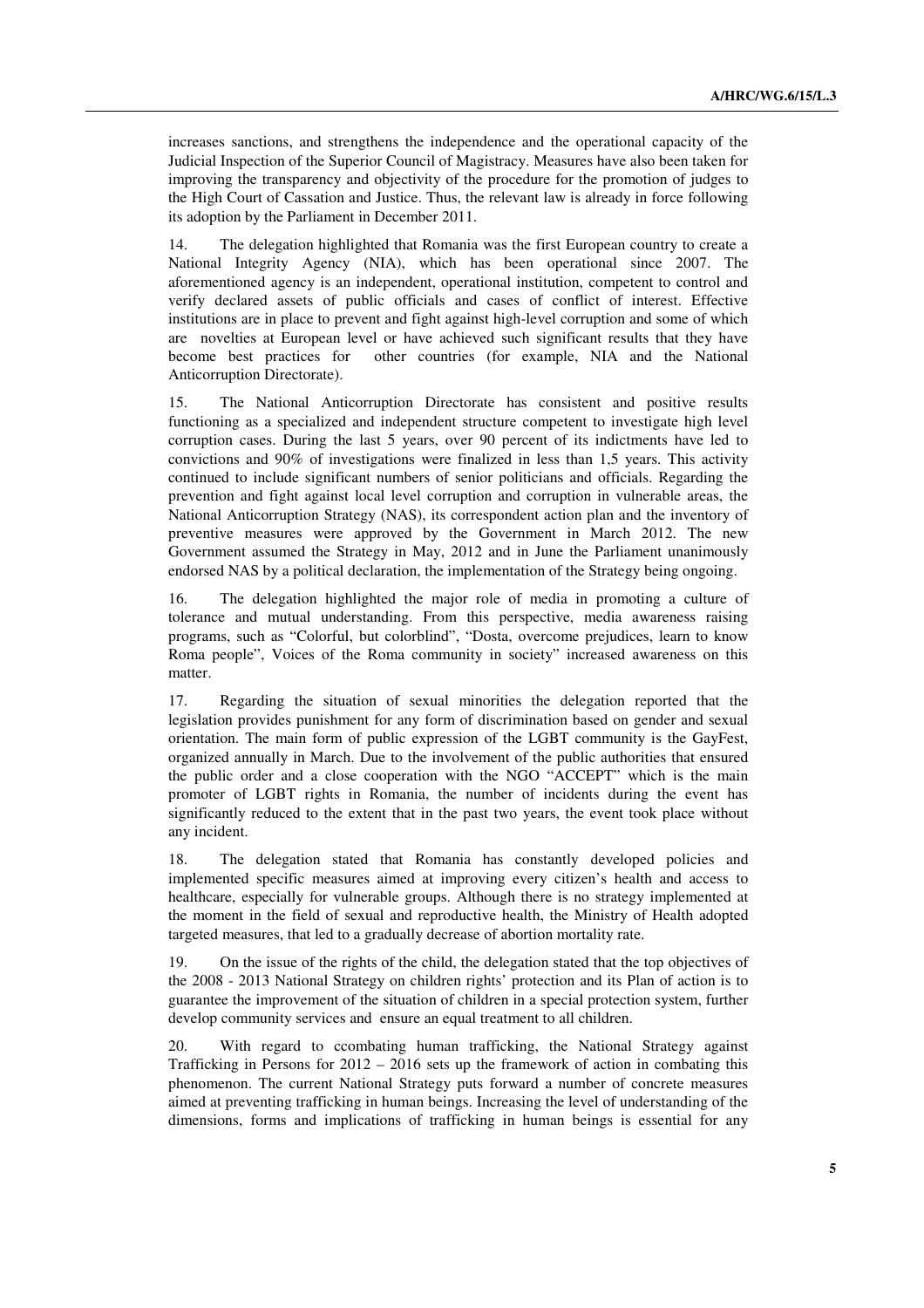increases sanctions, and strengthens the independence and the operational capacity of the Judicial Inspection of the Superior Council of Magistracy. Measures have also been taken for improving the transparency and objectivity of the procedure for the promotion of judges to the High Court of Cassation and Justice. Thus, the relevant law is already in force following its adoption by the Parliament in December 2011.

14. The delegation highlighted that Romania was the first European country to create a National Integrity Agency (NIA), which has been operational since 2007. The aforementioned agency is an independent, operational institution, competent to control and verify declared assets of public officials and cases of conflict of interest. Effective institutions are in place to prevent and fight against high-level corruption and some of which are novelties at European level or have achieved such significant results that they have become best practices for other countries (for example, NIA and the National Anticorruption Directorate).

15. The National Anticorruption Directorate has consistent and positive results functioning as a specialized and independent structure competent to investigate high level corruption cases. During the last 5 years, over 90 percent of its indictments have led to convictions and 90% of investigations were finalized in less than 1,5 years. This activity continued to include significant numbers of senior politicians and officials. Regarding the prevention and fight against local level corruption and corruption in vulnerable areas, the National Anticorruption Strategy (NAS), its correspondent action plan and the inventory of preventive measures were approved by the Government in March 2012. The new Government assumed the Strategy in May, 2012 and in June the Parliament unanimously endorsed NAS by a political declaration, the implementation of the Strategy being ongoing.

16. The delegation highlighted the major role of media in promoting a culture of tolerance and mutual understanding. From this perspective, media awareness raising programs, such as "Colorful, but colorblind", "Dosta, overcome prejudices, learn to know Roma people", Voices of the Roma community in society" increased awareness on this matter.

17. Regarding the situation of sexual minorities the delegation reported that the legislation provides punishment for any form of discrimination based on gender and sexual orientation. The main form of public expression of the LGBT community is the GayFest, organized annually in March. Due to the involvement of the public authorities that ensured the public order and a close cooperation with the NGO "ACCEPT" which is the main promoter of LGBT rights in Romania, the number of incidents during the event has significantly reduced to the extent that in the past two years, the event took place without any incident.

18. The delegation stated that Romania has constantly developed policies and implemented specific measures aimed at improving every citizen's health and access to healthcare, especially for vulnerable groups. Although there is no strategy implemented at the moment in the field of sexual and reproductive health, the Ministry of Health adopted targeted measures, that led to a gradually decrease of abortion mortality rate.

19. On the issue of the rights of the child, the delegation stated that the top objectives of the 2008 - 2013 National Strategy on children rights' protection and its Plan of action is to guarantee the improvement of the situation of children in a special protection system, further develop community services and ensure an equal treatment to all children.

20. With regard to ccombating human trafficking, the National Strategy against Trafficking in Persons for 2012 – 2016 sets up the framework of action in combating this phenomenon. The current National Strategy puts forward a number of concrete measures aimed at preventing trafficking in human beings. Increasing the level of understanding of the dimensions, forms and implications of trafficking in human beings is essential for any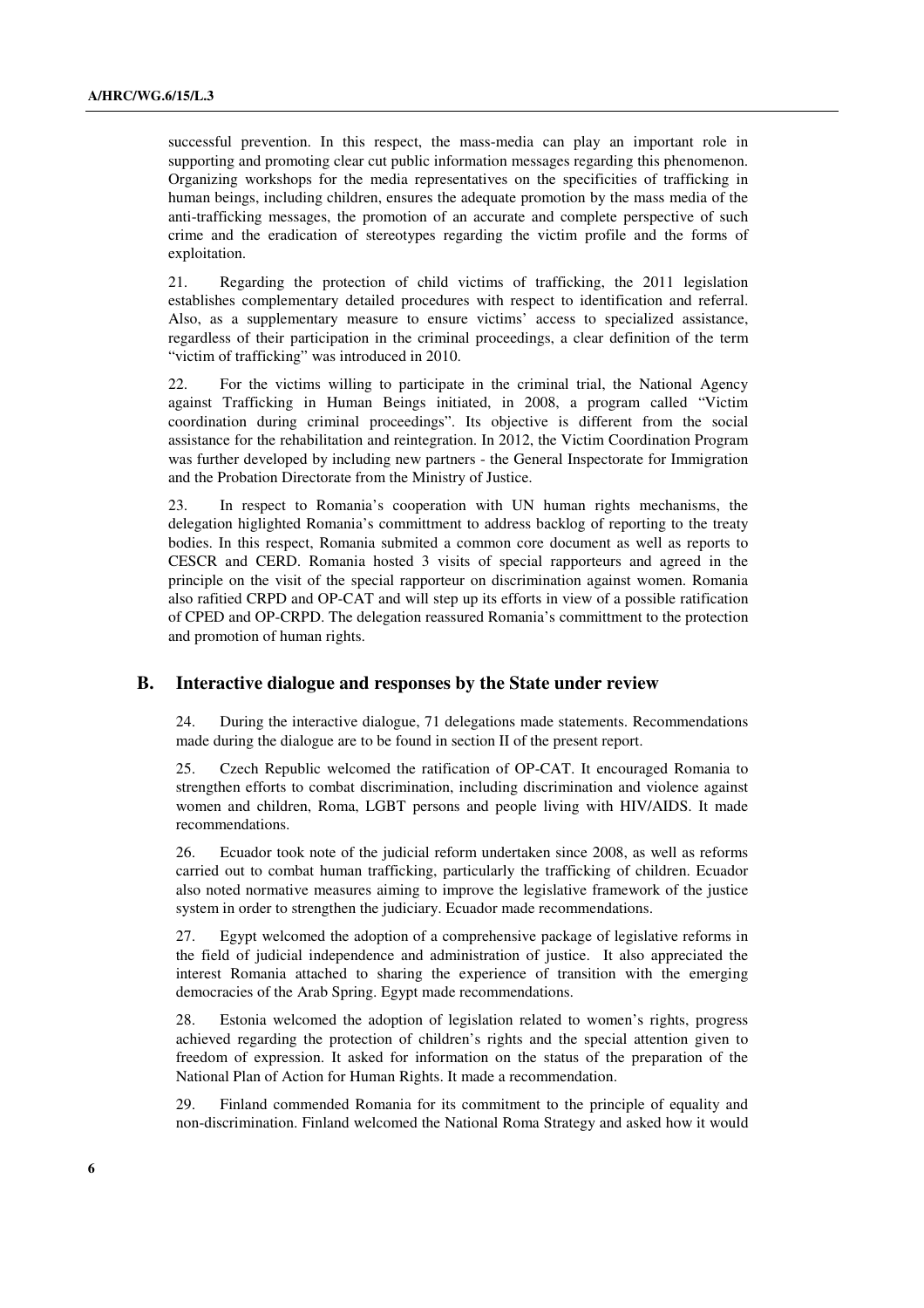successful prevention. In this respect, the mass-media can play an important role in supporting and promoting clear cut public information messages regarding this phenomenon. Organizing workshops for the media representatives on the specificities of trafficking in human beings, including children, ensures the adequate promotion by the mass media of the anti-trafficking messages, the promotion of an accurate and complete perspective of such crime and the eradication of stereotypes regarding the victim profile and the forms of exploitation.

21. Regarding the protection of child victims of trafficking, the 2011 legislation establishes complementary detailed procedures with respect to identification and referral. Also, as a supplementary measure to ensure victims' access to specialized assistance, regardless of their participation in the criminal proceedings, a clear definition of the term "victim of trafficking" was introduced in 2010.

22. For the victims willing to participate in the criminal trial, the National Agency against Trafficking in Human Beings initiated, in 2008, a program called "Victim coordination during criminal proceedings". Its objective is different from the social assistance for the rehabilitation and reintegration. In 2012, the Victim Coordination Program was further developed by including new partners - the General Inspectorate for Immigration and the Probation Directorate from the Ministry of Justice.

23. In respect to Romania's cooperation with UN human rights mechanisms, the delegation higlighted Romania's committment to address backlog of reporting to the treaty bodies. In this respect, Romania submited a common core document as well as reports to CESCR and CERD. Romania hosted 3 visits of special rapporteurs and agreed in the principle on the visit of the special rapporteur on discrimination against women. Romania also rafitied CRPD and OP-CAT and will step up its efforts in view of a possible ratification of CPED and OP-CRPD. The delegation reassured Romania's committment to the protection and promotion of human rights.

## B. Interactive dialogue and responses by the State under review

24. During the interactive dialogue, 71 delegations made statements. Recommendations made during the dialogue are to be found in section II of the present report.

25. Czech Republic welcomed the ratification of OP-CAT. It encouraged Romania to strengthen efforts to combat discrimination, including discrimination and violence against women and children, Roma, LGBT persons and people living with HIV/AIDS. It made recommendations.

26. Ecuador took note of the judicial reform undertaken since 2008, as well as reforms carried out to combat human trafficking, particularly the trafficking of children. Ecuador also noted normative measures aiming to improve the legislative framework of the justice system in order to strengthen the judiciary. Ecuador made recommendations.

27. Egypt welcomed the adoption of a comprehensive package of legislative reforms in the field of judicial independence and administration of justice. It also appreciated the interest Romania attached to sharing the experience of transition with the emerging democracies of the Arab Spring. Egypt made recommendations.

28. Estonia welcomed the adoption of legislation related to women's rights, progress achieved regarding the protection of children's rights and the special attention given to freedom of expression. It asked for information on the status of the preparation of the National Plan of Action for Human Rights. It made a recommendation.

29. Finland commended Romania for its commitment to the principle of equality and non-discrimination. Finland welcomed the National Roma Strategy and asked how it would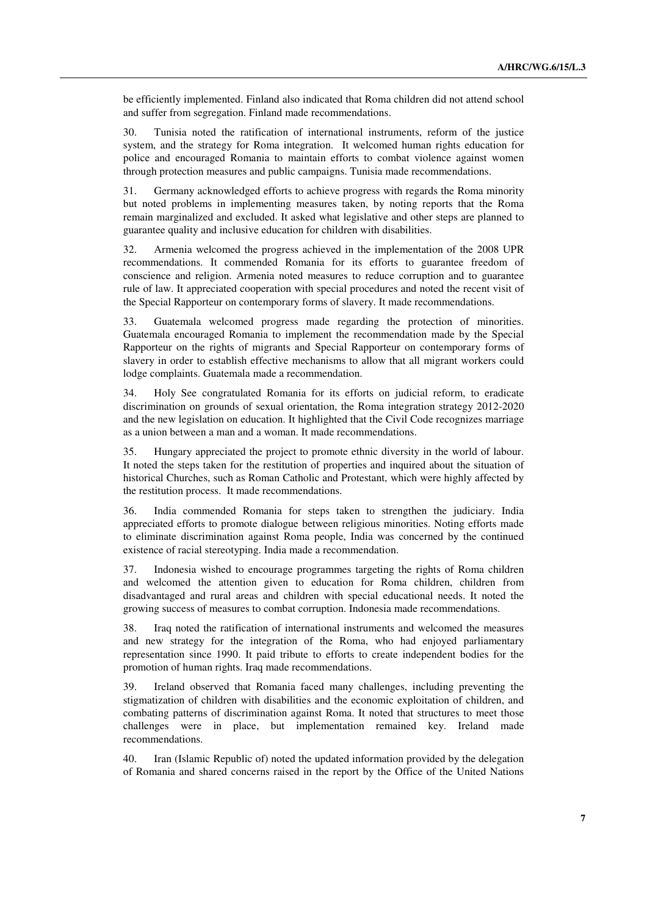be efficiently implemented. Finland also indicated that Roma children did not attend school and suffer from segregation. Finland made recommendations.

30. Tunisia noted the ratification of international instruments, reform of the justice system, and the strategy for Roma integration. It welcomed human rights education for police and encouraged Romania to maintain efforts to combat violence against women through protection measures and public campaigns. Tunisia made recommendations.

31. Germany acknowledged efforts to achieve progress with regards the Roma minority but noted problems in implementing measures taken, by noting reports that the Roma remain marginalized and excluded. It asked what legislative and other steps are planned to guarantee quality and inclusive education for children with disabilities.

32. Armenia welcomed the progress achieved in the implementation of the 2008 UPR recommendations. It commended Romania for its efforts to guarantee freedom of conscience and religion. Armenia noted measures to reduce corruption and to guarantee rule of law. It appreciated cooperation with special procedures and noted the recent visit of the Special Rapporteur on contemporary forms of slavery. It made recommendations.

33. Guatemala welcomed progress made regarding the protection of minorities. Guatemala encouraged Romania to implement the recommendation made by the Special Rapporteur on the rights of migrants and Special Rapporteur on contemporary forms of slavery in order to establish effective mechanisms to allow that all migrant workers could lodge complaints. Guatemala made a recommendation.

34. Holy See congratulated Romania for its efforts on judicial reform, to eradicate discrimination on grounds of sexual orientation, the Roma integration strategy 2012-2020 and the new legislation on education. It highlighted that the Civil Code recognizes marriage as a union between a man and a woman. It made recommendations.

35. Hungary appreciated the project to promote ethnic diversity in the world of labour. It noted the steps taken for the restitution of properties and inquired about the situation of historical Churches, such as Roman Catholic and Protestant, which were highly affected by the restitution process. It made recommendations.

36. India commended Romania for steps taken to strengthen the judiciary. India appreciated efforts to promote dialogue between religious minorities. Noting efforts made to eliminate discrimination against Roma people, India was concerned by the continued existence of racial stereotyping. India made a recommendation.

37. Indonesia wished to encourage programmes targeting the rights of Roma children and welcomed the attention given to education for Roma children, children from disadvantaged and rural areas and children with special educational needs. It noted the growing success of measures to combat corruption. Indonesia made recommendations.

38. Iraq noted the ratification of international instruments and welcomed the measures and new strategy for the integration of the Roma, who had enjoyed parliamentary representation since 1990. It paid tribute to efforts to create independent bodies for the promotion of human rights. Iraq made recommendations.

39. Ireland observed that Romania faced many challenges, including preventing the stigmatization of children with disabilities and the economic exploitation of children, and combating patterns of discrimination against Roma. It noted that structures to meet those challenges were in place, but implementation remained key. Ireland made recommendations.

40. Iran (Islamic Republic of) noted the updated information provided by the delegation of Romania and shared concerns raised in the report by the Office of the United Nations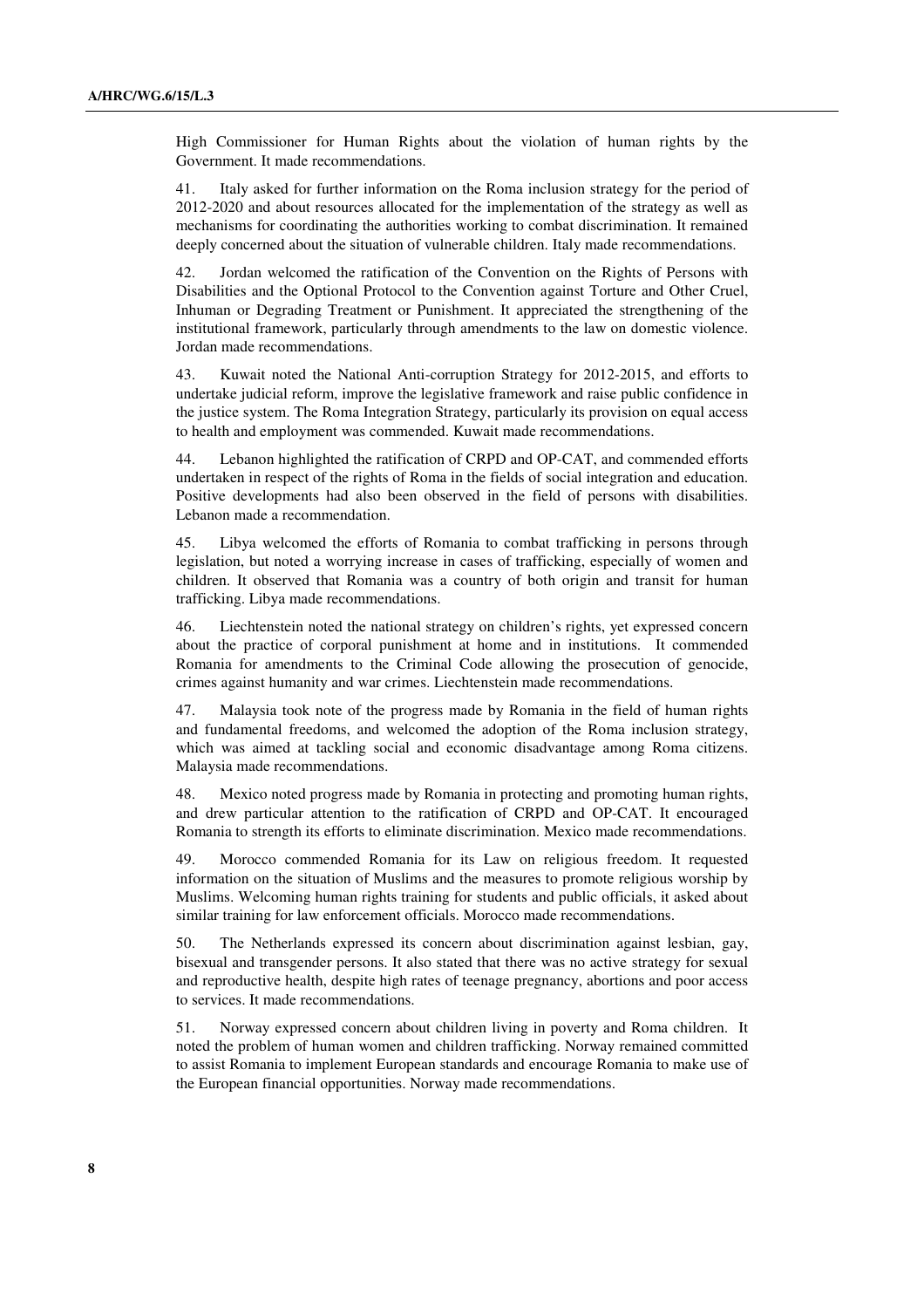High Commissioner for Human Rights about the violation of human rights by the Government. It made recommendations.

41. Italy asked for further information on the Roma inclusion strategy for the period of 2012-2020 and about resources allocated for the implementation of the strategy as well as mechanisms for coordinating the authorities working to combat discrimination. It remained deeply concerned about the situation of vulnerable children. Italy made recommendations.

42. Jordan welcomed the ratification of the Convention on the Rights of Persons with Disabilities and the Optional Protocol to the Convention against Torture and Other Cruel, Inhuman or Degrading Treatment or Punishment. It appreciated the strengthening of the institutional framework, particularly through amendments to the law on domestic violence. Jordan made recommendations.

43. Kuwait noted the National Anti-corruption Strategy for 2012-2015, and efforts to undertake judicial reform, improve the legislative framework and raise public confidence in the justice system. The Roma Integration Strategy, particularly its provision on equal access to health and employment was commended. Kuwait made recommendations.

44. Lebanon highlighted the ratification of CRPD and OP-CAT, and commended efforts undertaken in respect of the rights of Roma in the fields of social integration and education. Positive developments had also been observed in the field of persons with disabilities. Lebanon made a recommendation.

45. Libya welcomed the efforts of Romania to combat trafficking in persons through legislation, but noted a worrying increase in cases of trafficking, especially of women and children. It observed that Romania was a country of both origin and transit for human trafficking. Libya made recommendations.

46. Liechtenstein noted the national strategy on children's rights, yet expressed concern about the practice of corporal punishment at home and in institutions. It commended Romania for amendments to the Criminal Code allowing the prosecution of genocide, crimes against humanity and war crimes. Liechtenstein made recommendations.

47. Malaysia took note of the progress made by Romania in the field of human rights and fundamental freedoms, and welcomed the adoption of the Roma inclusion strategy, which was aimed at tackling social and economic disadvantage among Roma citizens. Malaysia made recommendations.

48. Mexico noted progress made by Romania in protecting and promoting human rights, and drew particular attention to the ratification of CRPD and OP-CAT. It encouraged Romania to strength its efforts to eliminate discrimination. Mexico made recommendations.

49. Morocco commended Romania for its Law on religious freedom. It requested information on the situation of Muslims and the measures to promote religious worship by Muslims. Welcoming human rights training for students and public officials, it asked about similar training for law enforcement officials. Morocco made recommendations.

50. The Netherlands expressed its concern about discrimination against lesbian, gay, bisexual and transgender persons. It also stated that there was no active strategy for sexual and reproductive health, despite high rates of teenage pregnancy, abortions and poor access to services. It made recommendations.

51. Norway expressed concern about children living in poverty and Roma children. It noted the problem of human women and children trafficking. Norway remained committed to assist Romania to implement European standards and encourage Romania to make use of the European financial opportunities. Norway made recommendations.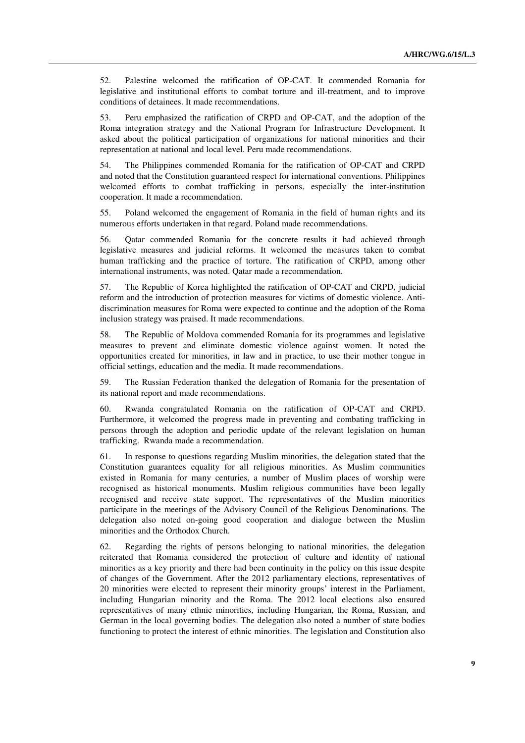52. Palestine welcomed the ratification of OP-CAT. It commended Romania for legislative and institutional efforts to combat torture and ill-treatment, and to improve conditions of detainees. It made recommendations.

53. Peru emphasized the ratification of CRPD and OP-CAT, and the adoption of the Roma integration strategy and the National Program for Infrastructure Development. It asked about the political participation of organizations for national minorities and their representation at national and local level. Peru made recommendations.

54. The Philippines commended Romania for the ratification of OP-CAT and CRPD and noted that the Constitution guaranteed respect for international conventions. Philippines welcomed efforts to combat trafficking in persons, especially the inter-institution cooperation. It made a recommendation.

55. Poland welcomed the engagement of Romania in the field of human rights and its numerous efforts undertaken in that regard. Poland made recommendations.

56. Qatar commended Romania for the concrete results it had achieved through legislative measures and judicial reforms. It welcomed the measures taken to combat human trafficking and the practice of torture. The ratification of CRPD, among other international instruments, was noted. Qatar made a recommendation.

57. The Republic of Korea highlighted the ratification of OP-CAT and CRPD, judicial reform and the introduction of protection measures for victims of domestic violence. Anti-discrimination measures for Roma were expected to continue and the adoption of the Roma inclusion strategy was praised. It made recommendations.

58. The Republic of Moldova commended Romania for its programmes and legislative measures to prevent and eliminate domestic violence against women. It noted the opportunities created for minorities, in law and in practice, to use their mother tongue in official settings, education and the media. It made recommendations.

59. The Russian Federation thanked the delegation of Romania for the presentation of its national report and made recommendations.

60. Rwanda congratulated Romania on the ratification of OP-CAT and CRPD. Furthermore, it welcomed the progress made in preventing and combating trafficking in persons through the adoption and periodic update of the relevant legislation on human trafficking. Rwanda made a recommendation.

61. In response to questions regarding Muslim minorities, the delegation stated that the Constitution guarantees equality for all religious minorities. As Muslim communities existed in Romania for many centuries, a number of Muslim places of worship were recognised as historical monuments. Muslim religious communities have been legally recognised and receive state support. The representatives of the Muslim minorities participate in the meetings of the Advisory Council of the Religious Denominations. The delegation also noted on-going good cooperation and dialogue between the Muslim minorities and the Orthodox Church.

62. Regarding the rights of persons belonging to national minorities, the delegation reiterated that Romania considered the protection of culture and identity of national minorities as a key priority and there had been continuity in the policy on this issue despite of changes of the Government. After the 2012 parliamentary elections, representatives of 20 minorities were elected to represent their minority groups' interest in the Parliament, including Hungarian minority and the Roma. The 2012 local elections also ensured representatives of many ethnic minorities, including Hungarian, the Roma, Russian, and German in the local governing bodies. The delegation also noted a number of state bodies functioning to protect the interest of ethnic minorities. The legislation and Constitution also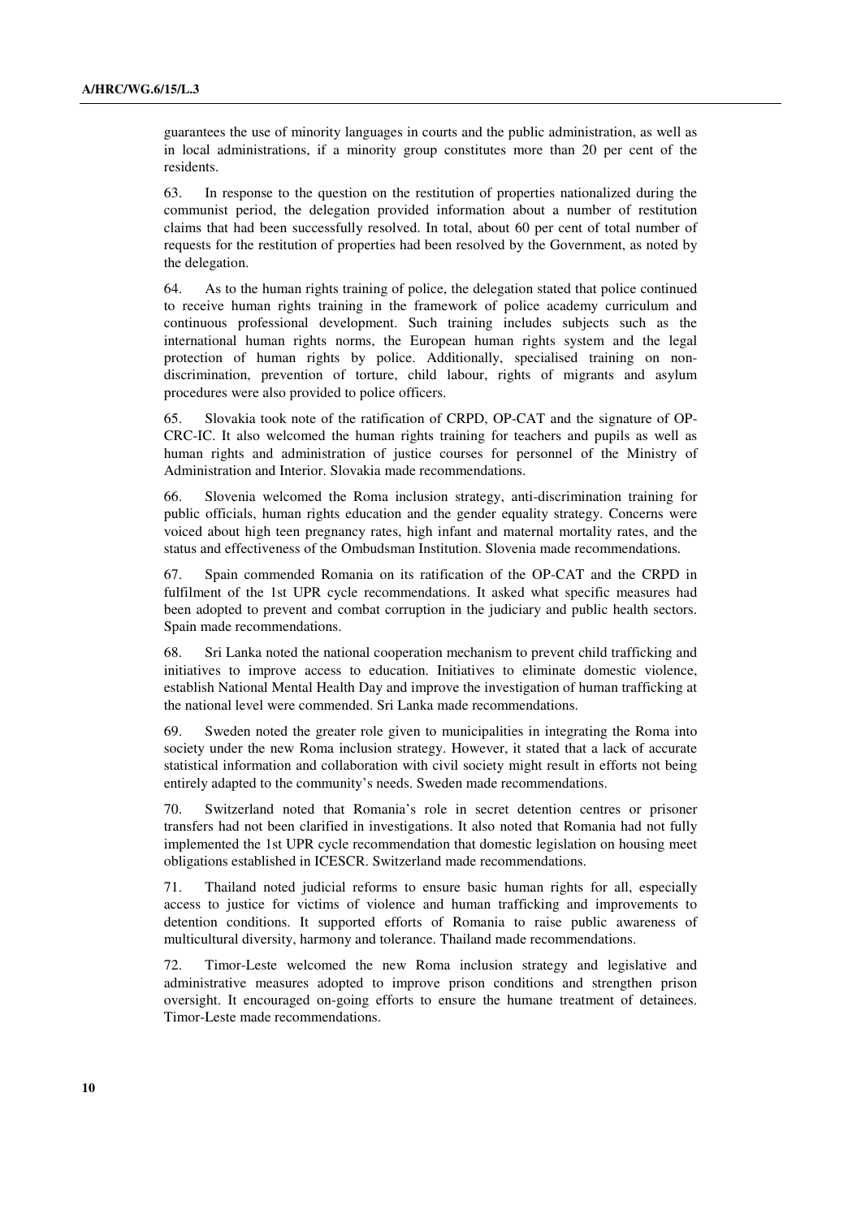guarantees the use of minority languages in courts and the public administration, as well as in local administrations, if a minority group constitutes more than 20 per cent of the residents.

63. In response to the question on the restitution of properties nationalized during the communist period, the delegation provided information about a number of restitution claims that had been successfully resolved. In total, about 60 per cent of total number of requests for the restitution of properties had been resolved by the Government, as noted by the delegation.

64. As to the human rights training of police, the delegation stated that police continued to receive human rights training in the framework of police academy curriculum and continuous professional development. Such training includes subjects such as the international human rights norms, the European human rights system and the legal protection of human rights by police. Additionally, specialised training on non-discrimination, prevention of torture, child labour, rights of migrants and asylum procedures were also provided to police officers.

65. Slovakia took note of the ratification of CRPD, OP-CAT and the signature of OP-CRC-IC. It also welcomed the human rights training for teachers and pupils as well as human rights and administration of justice courses for personnel of the Ministry of Administration and Interior. Slovakia made recommendations.

66. Slovenia welcomed the Roma inclusion strategy, anti-discrimination training for public officials, human rights education and the gender equality strategy. Concerns were voiced about high teen pregnancy rates, high infant and maternal mortality rates, and the status and effectiveness of the Ombudsman Institution. Slovenia made recommendations.

67. Spain commended Romania on its ratification of the OP-CAT and the CRPD in fulfilment of the 1st UPR cycle recommendations. It asked what specific measures had been adopted to prevent and combat corruption in the judiciary and public health sectors. Spain made recommendations.

68. Sri Lanka noted the national cooperation mechanism to prevent child trafficking and initiatives to improve access to education. Initiatives to eliminate domestic violence, establish National Mental Health Day and improve the investigation of human trafficking at the national level were commended. Sri Lanka made recommendations.

69. Sweden noted the greater role given to municipalities in integrating the Roma into society under the new Roma inclusion strategy. However, it stated that a lack of accurate statistical information and collaboration with civil society might result in efforts not being entirely adapted to the community's needs. Sweden made recommendations.

70. Switzerland noted that Romania's role in secret detention centres or prisoner transfers had not been clarified in investigations. It also noted that Romania had not fully implemented the 1st UPR cycle recommendation that domestic legislation on housing meet obligations established in ICESCR. Switzerland made recommendations.

71. Thailand noted judicial reforms to ensure basic human rights for all, especially access to justice for victims of violence and human trafficking and improvements to detention conditions. It supported efforts of Romania to raise public awareness of multicultural diversity, harmony and tolerance. Thailand made recommendations.

72. Timor-Leste welcomed the new Roma inclusion strategy and legislative and administrative measures adopted to improve prison conditions and strengthen prison oversight. It encouraged on-going efforts to ensure the humane treatment of detainees. Timor-Leste made recommendations.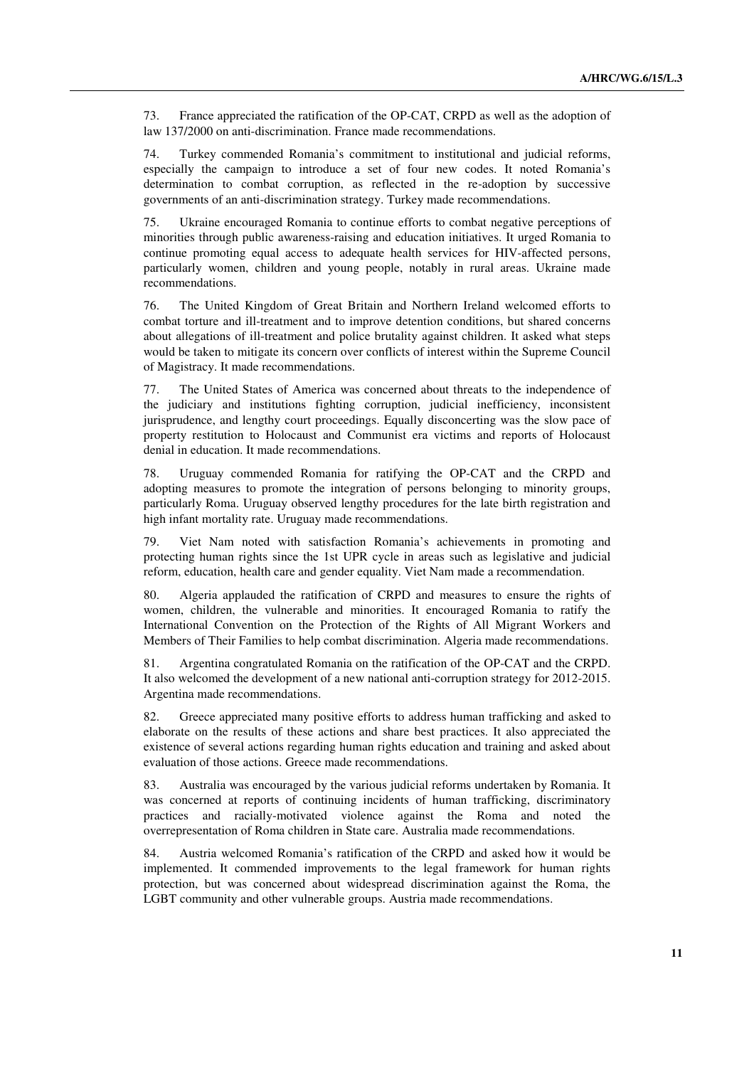73. France appreciated the ratification of the OP-CAT, CRPD as well as the adoption of law 137/2000 on anti-discrimination. France made recommendations.

74. Turkey commended Romania's commitment to institutional and judicial reforms, especially the campaign to introduce a set of four new codes. It noted Romania's determination to combat corruption, as reflected in the re-adoption by successive governments of an anti-discrimination strategy. Turkey made recommendations.

75. Ukraine encouraged Romania to continue efforts to combat negative perceptions of minorities through public awareness-raising and education initiatives. It urged Romania to continue promoting equal access to adequate health services for HIV-affected persons, particularly women, children and young people, notably in rural areas. Ukraine made recommendations.

76. The United Kingdom of Great Britain and Northern Ireland welcomed efforts to combat torture and ill-treatment and to improve detention conditions, but shared concerns about allegations of ill-treatment and police brutality against children. It asked what steps would be taken to mitigate its concern over conflicts of interest within the Supreme Council of Magistracy. It made recommendations.

77. The United States of America was concerned about threats to the independence of the judiciary and institutions fighting corruption, judicial inefficiency, inconsistent jurisprudence, and lengthy court proceedings. Equally disconcerting was the slow pace of property restitution to Holocaust and Communist era victims and reports of Holocaust denial in education. It made recommendations.

78. Uruguay commended Romania for ratifying the OP-CAT and the CRPD and adopting measures to promote the integration of persons belonging to minority groups, particularly Roma. Uruguay observed lengthy procedures for the late birth registration and high infant mortality rate. Uruguay made recommendations.

79. Viet Nam noted with satisfaction Romania's achievements in promoting and protecting human rights since the 1st UPR cycle in areas such as legislative and judicial reform, education, health care and gender equality. Viet Nam made a recommendation.

80. Algeria applauded the ratification of CRPD and measures to ensure the rights of women, children, the vulnerable and minorities. It encouraged Romania to ratify the International Convention on the Protection of the Rights of All Migrant Workers and Members of Their Families to help combat discrimination. Algeria made recommendations.

81. Argentina congratulated Romania on the ratification of the OP-CAT and the CRPD. It also welcomed the development of a new national anti-corruption strategy for 2012-2015. Argentina made recommendations.

82. Greece appreciated many positive efforts to address human trafficking and asked to elaborate on the results of these actions and share best practices. It also appreciated the existence of several actions regarding human rights education and training and asked about evaluation of those actions. Greece made recommendations.

83. Australia was encouraged by the various judicial reforms undertaken by Romania. It was concerned at reports of continuing incidents of human trafficking, discriminatory practices and racially-motivated violence against the Roma and noted the overrepresentation of Roma children in State care. Australia made recommendations.

84. Austria welcomed Romania's ratification of the CRPD and asked how it would be implemented. It commended improvements to the legal framework for human rights protection, but was concerned about widespread discrimination against the Roma, the LGBT community and other vulnerable groups. Austria made recommendations.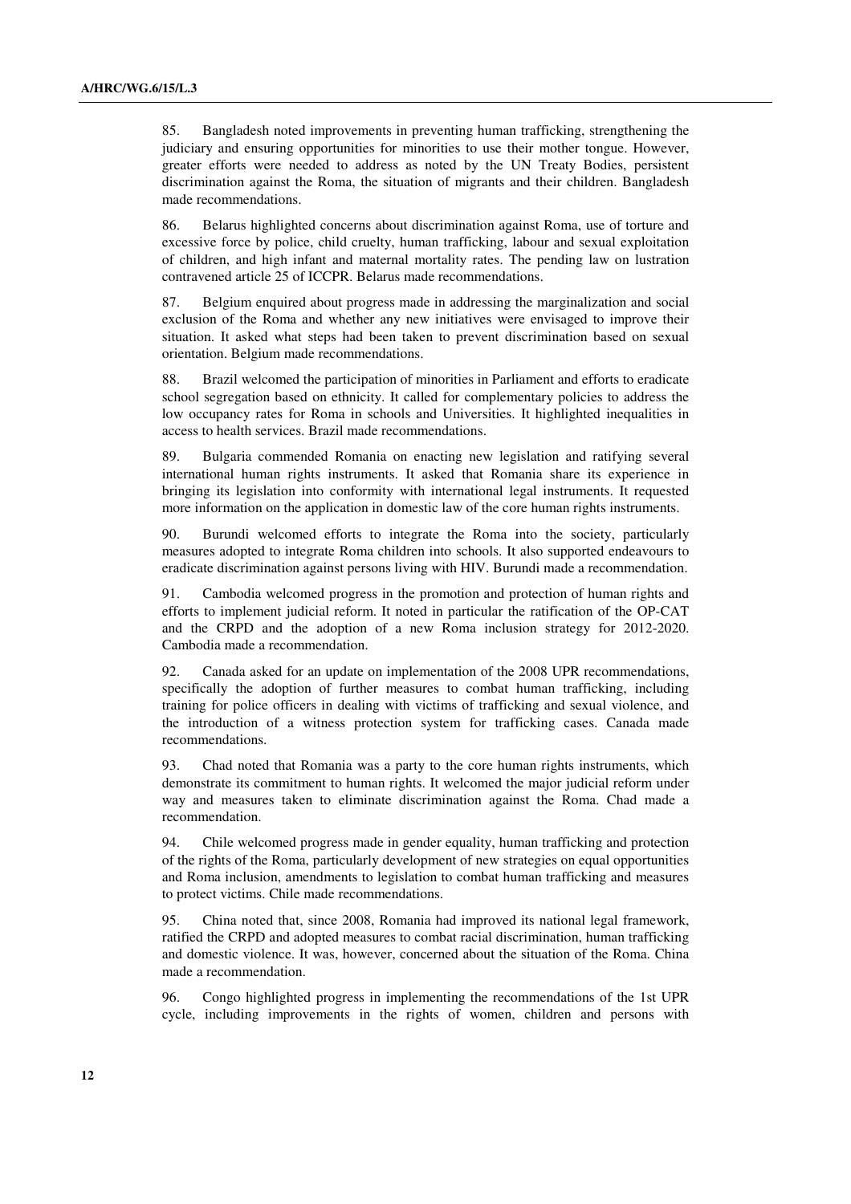85. Bangladesh noted improvements in preventing human trafficking, strengthening the judiciary and ensuring opportunities for minorities to use their mother tongue. However, greater efforts were needed to address as noted by the UN Treaty Bodies, persistent discrimination against the Roma, the situation of migrants and their children. Bangladesh made recommendations.

86. Belarus highlighted concerns about discrimination against Roma, use of torture and excessive force by police, child cruelty, human trafficking, labour and sexual exploitation of children, and high infant and maternal mortality rates. The pending law on lustration contravened article 25 of ICCPR. Belarus made recommendations.

87. Belgium enquired about progress made in addressing the marginalization and social exclusion of the Roma and whether any new initiatives were envisaged to improve their situation. It asked what steps had been taken to prevent discrimination based on sexual orientation. Belgium made recommendations.

88. Brazil welcomed the participation of minorities in Parliament and efforts to eradicate school segregation based on ethnicity. It called for complementary policies to address the low occupancy rates for Roma in schools and Universities. It highlighted inequalities in access to health services. Brazil made recommendations.

89. Bulgaria commended Romania on enacting new legislation and ratifying several international human rights instruments. It asked that Romania share its experience in bringing its legislation into conformity with international legal instruments. It requested more information on the application in domestic law of the core human rights instruments.

90. Burundi welcomed efforts to integrate the Roma into the society, particularly measures adopted to integrate Roma children into schools. It also supported endeavours to eradicate discrimination against persons living with HIV. Burundi made a recommendation.

91. Cambodia welcomed progress in the promotion and protection of human rights and efforts to implement judicial reform. It noted in particular the ratification of the OP-CAT and the CRPD and the adoption of a new Roma inclusion strategy for 2012-2020. Cambodia made a recommendation.

92. Canada asked for an update on implementation of the 2008 UPR recommendations, specifically the adoption of further measures to combat human trafficking, including training for police officers in dealing with victims of trafficking and sexual violence, and the introduction of a witness protection system for trafficking cases. Canada made recommendations.

93. Chad noted that Romania was a party to the core human rights instruments, which demonstrate its commitment to human rights. It welcomed the major judicial reform under way and measures taken to eliminate discrimination against the Roma. Chad made a recommendation.

94. Chile welcomed progress made in gender equality, human trafficking and protection of the rights of the Roma, particularly development of new strategies on equal opportunities and Roma inclusion, amendments to legislation to combat human trafficking and measures to protect victims. Chile made recommendations.

95. China noted that, since 2008, Romania had improved its national legal framework, ratified the CRPD and adopted measures to combat racial discrimination, human trafficking and domestic violence. It was, however, concerned about the situation of the Roma. China made a recommendation.

96. Congo highlighted progress in implementing the recommendations of the 1st UPR cycle, including improvements in the rights of women, children and persons with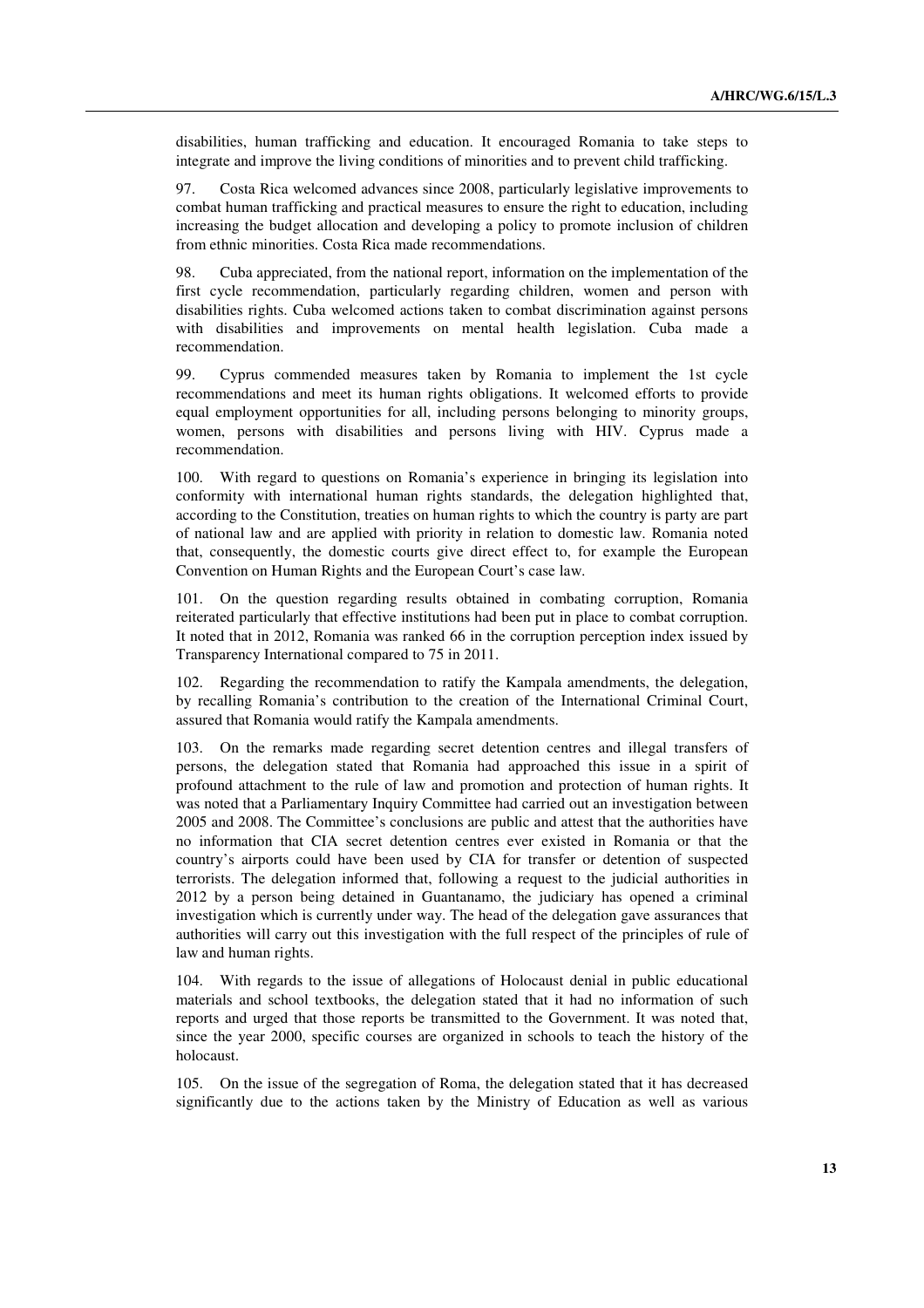disabilities, human trafficking and education. It encouraged Romania to take steps to integrate and improve the living conditions of minorities and to prevent child trafficking.

97. Costa Rica welcomed advances since 2008, particularly legislative improvements to combat human trafficking and practical measures to ensure the right to education, including increasing the budget allocation and developing a policy to promote inclusion of children from ethnic minorities. Costa Rica made recommendations.

98. Cuba appreciated, from the national report, information on the implementation of the first cycle recommendation, particularly regarding children, women and person with disabilities rights. Cuba welcomed actions taken to combat discrimination against persons with disabilities and improvements on mental health legislation. Cuba made a recommendation.

99. Cyprus commended measures taken by Romania to implement the 1st cycle recommendations and meet its human rights obligations. It welcomed efforts to provide equal employment opportunities for all, including persons belonging to minority groups, women, persons with disabilities and persons living with HIV. Cyprus made a recommendation.

100. With regard to questions on Romania's experience in bringing its legislation into conformity with international human rights standards, the delegation highlighted that, according to the Constitution, treaties on human rights to which the country is party are part of national law and are applied with priority in relation to domestic law. Romania noted that, consequently, the domestic courts give direct effect to, for example the European Convention on Human Rights and the European Court's case law.

101. On the question regarding results obtained in combating corruption, Romania reiterated particularly that effective institutions had been put in place to combat corruption. It noted that in 2012, Romania was ranked 66 in the corruption perception index issued by Transparency International compared to 75 in 2011.

102. Regarding the recommendation to ratify the Kampala amendments, the delegation, by recalling Romania's contribution to the creation of the International Criminal Court, assured that Romania would ratify the Kampala amendments.

103. On the remarks made regarding secret detention centres and illegal transfers of persons, the delegation stated that Romania had approached this issue in a spirit of profound attachment to the rule of law and promotion and protection of human rights. It was noted that a Parliamentary Inquiry Committee had carried out an investigation between 2005 and 2008. The Committee's conclusions are public and attest that the authorities have no information that CIA secret detention centres ever existed in Romania or that the country's airports could have been used by CIA for transfer or detention of suspected terrorists. The delegation informed that, following a request to the judicial authorities in 2012 by a person being detained in Guantanamo, the judiciary has opened a criminal investigation which is currently under way. The head of the delegation gave assurances that authorities will carry out this investigation with the full respect of the principles of rule of law and human rights.

104. With regards to the issue of allegations of Holocaust denial in public educational materials and school textbooks, the delegation stated that it had no information of such reports and urged that those reports be transmitted to the Government. It was noted that, since the year 2000, specific courses are organized in schools to teach the history of the holocaust.

105. On the issue of the segregation of Roma, the delegation stated that it has decreased significantly due to the actions taken by the Ministry of Education as well as various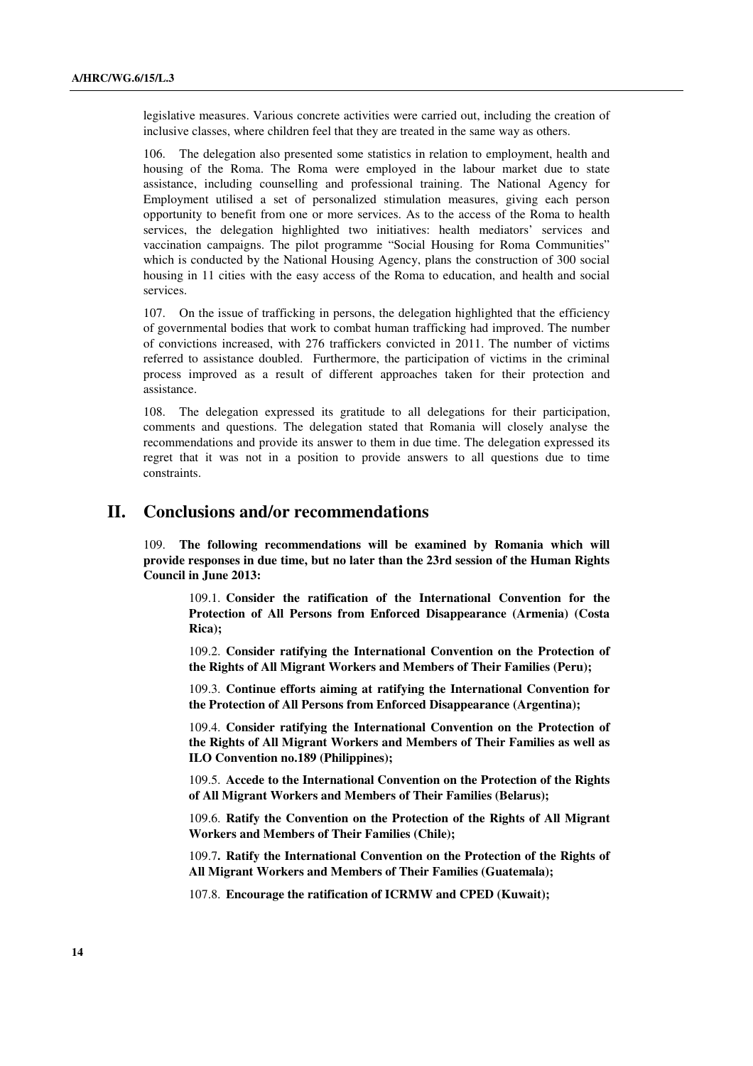legislative measures. Various concrete activities were carried out, including the creation of inclusive classes, where children feel that they are treated in the same way as others.

106. The delegation also presented some statistics in relation to employment, health and housing of the Roma. The Roma were employed in the labour market due to state assistance, including counselling and professional training. The National Agency for Employment utilised a set of personalized stimulation measures, giving each person opportunity to benefit from one or more services. As to the access of the Roma to health services, the delegation highlighted two initiatives: health mediators' services and vaccination campaigns. The pilot programme "Social Housing for Roma Communities" which is conducted by the National Housing Agency, plans the construction of 300 social housing in 11 cities with the easy access of the Roma to education, and health and social services.

107. On the issue of trafficking in persons, the delegation highlighted that the efficiency of governmental bodies that work to combat human trafficking had improved. The number of convictions increased, with 276 traffickers convicted in 2011. The number of victims referred to assistance doubled. Furthermore, the participation of victims in the criminal process improved as a result of different approaches taken for their protection and assistance.

108. The delegation expressed its gratitude to all delegations for their participation, comments and questions. The delegation stated that Romania will closely analyse the recommendations and provide its answer to them in due time. The delegation expressed its regret that it was not in a position to provide answers to all questions due to time constraints.

# II. Conclusions and/or recommendations

109. **The following recommendations will be examined by Romania which will provide responses in due time, but no later than the 23rd session of the Human Rights Council in June 2013:**

> 109.1. **Consider the ratification of the International Convention for the Protection of All Persons from Enforced Disappearance (Armenia) (Costa Rica);**
>
> 109.2. **Consider ratifying the International Convention on the Protection of the Rights of All Migrant Workers and Members of Their Families (Peru);**
>
> 109.3. **Continue efforts aiming at ratifying the International Convention for the Protection of All Persons from Enforced Disappearance (Argentina);**
>
> 109.4. **Consider ratifying the International Convention on the Protection of the Rights of All Migrant Workers and Members of Their Families as well as ILO Convention no.189 (Philippines);**
>
> 109.5. **Accede to the International Convention on the Protection of the Rights of All Migrant Workers and Members of Their Families (Belarus);**
>
> 109.6. **Ratify the Convention on the Protection of the Rights of All Migrant Workers and Members of Their Families (Chile);**
>
> 109.7**. Ratify the International Convention on the Protection of the Rights of All Migrant Workers and Members of Their Families (Guatemala);**
>
> 107.8. **Encourage the ratification of ICRMW and CPED (Kuwait);**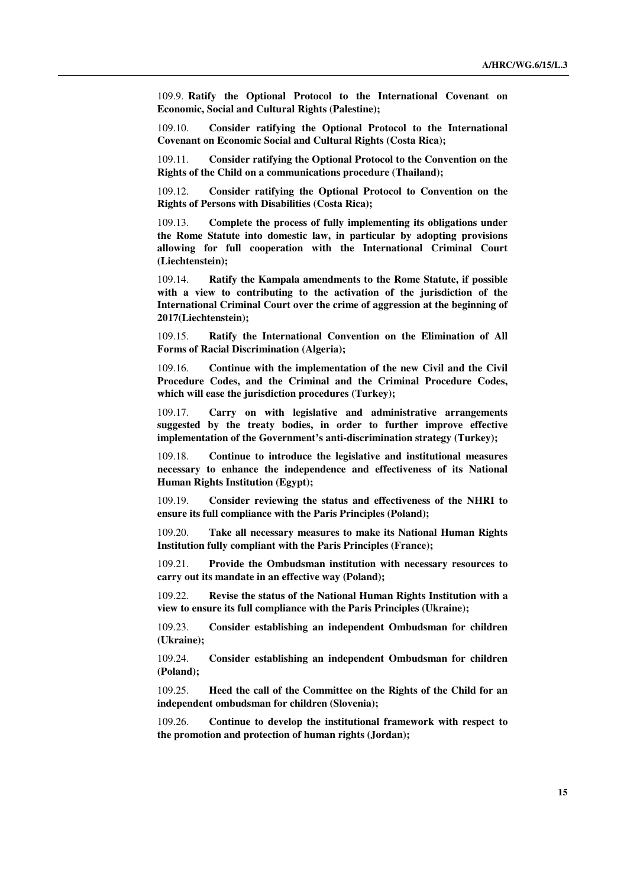109.9. **Ratify the Optional Protocol to the International Covenant on Economic, Social and Cultural Rights (Palestine);**

109.10. **Consider ratifying the Optional Protocol to the International Covenant on Economic Social and Cultural Rights (Costa Rica);**

109.11. **Consider ratifying the Optional Protocol to the Convention on the Rights of the Child on a communications procedure (Thailand);**

109.12. **Consider ratifying the Optional Protocol to Convention on the Rights of Persons with Disabilities (Costa Rica);**

109.13. **Complete the process of fully implementing its obligations under the Rome Statute into domestic law, in particular by adopting provisions allowing for full cooperation with the International Criminal Court (Liechtenstein);**

109.14. **Ratify the Kampala amendments to the Rome Statute, if possible with a view to contributing to the activation of the jurisdiction of the International Criminal Court over the crime of aggression at the beginning of 2017(Liechtenstein);**

109.15. **Ratify the International Convention on the Elimination of All Forms of Racial Discrimination (Algeria);**

109.16. **Continue with the implementation of the new Civil and the Civil Procedure Codes, and the Criminal and the Criminal Procedure Codes, which will ease the jurisdiction procedures (Turkey);**

109.17. **Carry on with legislative and administrative arrangements suggested by the treaty bodies, in order to further improve effective implementation of the Government's anti-discrimination strategy (Turkey);**

109.18. **Continue to introduce the legislative and institutional measures necessary to enhance the independence and effectiveness of its National Human Rights Institution (Egypt);**

109.19. **Consider reviewing the status and effectiveness of the NHRI to ensure its full compliance with the Paris Principles (Poland);**

109.20. **Take all necessary measures to make its National Human Rights Institution fully compliant with the Paris Principles (France);**

109.21. **Provide the Ombudsman institution with necessary resources to carry out its mandate in an effective way (Poland);**

109.22. **Revise the status of the National Human Rights Institution with a view to ensure its full compliance with the Paris Principles (Ukraine);**

109.23. **Consider establishing an independent Ombudsman for children (Ukraine);**

109.24. **Consider establishing an independent Ombudsman for children (Poland);**

109.25. **Heed the call of the Committee on the Rights of the Child for an independent ombudsman for children (Slovenia);**

109.26. **Continue to develop the institutional framework with respect to the promotion and protection of human rights (Jordan);**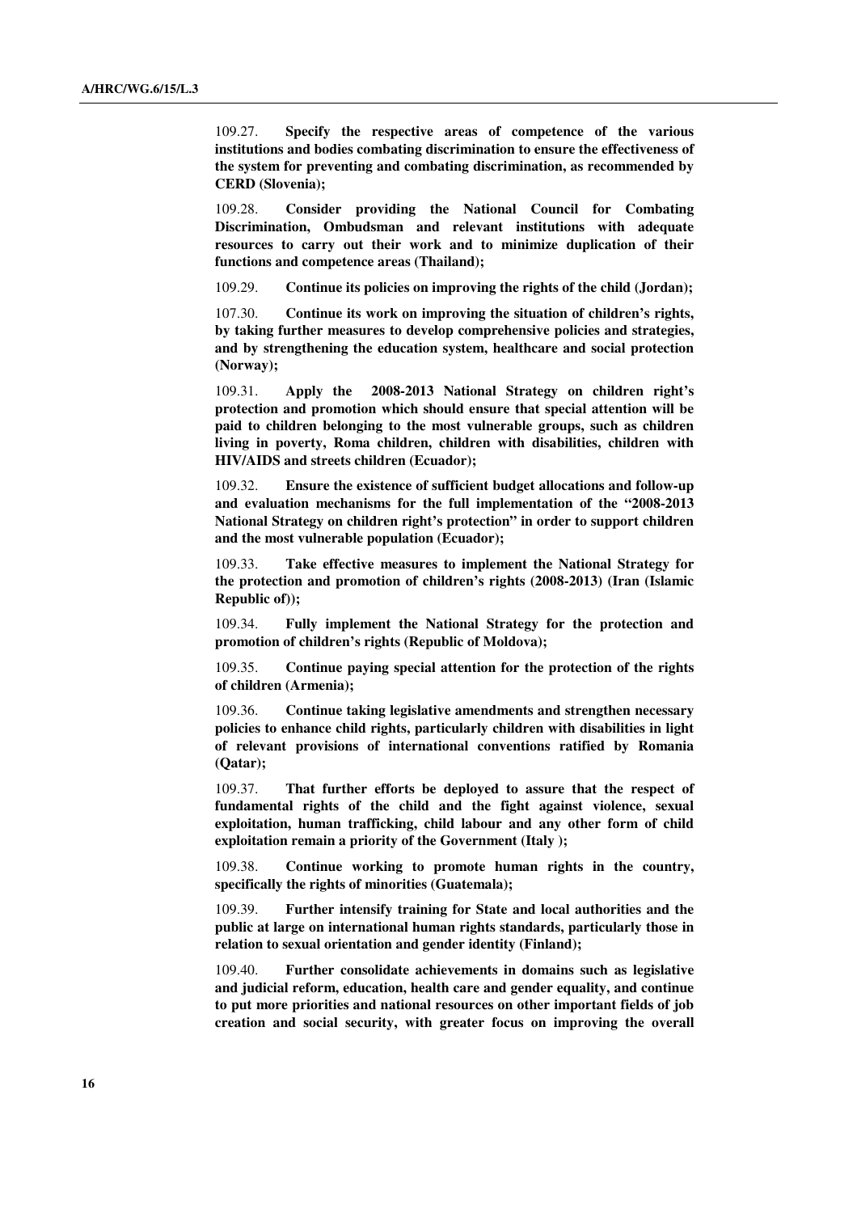109.27. **Specify the respective areas of competence of the various institutions and bodies combating discrimination to ensure the effectiveness of the system for preventing and combating discrimination, as recommended by CERD (Slovenia);**

109.28. **Consider providing the National Council for Combating Discrimination, Ombudsman and relevant institutions with adequate resources to carry out their work and to minimize duplication of their functions and competence areas (Thailand);**

109.29. **Continue its policies on improving the rights of the child (Jordan);**

107.30. **Continue its work on improving the situation of children's rights, by taking further measures to develop comprehensive policies and strategies, and by strengthening the education system, healthcare and social protection (Norway);**

109.31. **Apply the 2008-2013 National Strategy on children right's protection and promotion which should ensure that special attention will be paid to children belonging to the most vulnerable groups, such as children living in poverty, Roma children, children with disabilities, children with HIV/AIDS and streets children (Ecuador);**

109.32. **Ensure the existence of sufficient budget allocations and follow-up and evaluation mechanisms for the full implementation of the "2008-2013 National Strategy on children right's protection" in order to support children and the most vulnerable population (Ecuador);**

109.33. **Take effective measures to implement the National Strategy for the protection and promotion of children's rights (2008-2013) (Iran (Islamic Republic of));**

109.34. **Fully implement the National Strategy for the protection and promotion of children's rights (Republic of Moldova);**

109.35. **Continue paying special attention for the protection of the rights of children (Armenia);**

109.36. **Continue taking legislative amendments and strengthen necessary policies to enhance child rights, particularly children with disabilities in light of relevant provisions of international conventions ratified by Romania (Qatar);**

109.37. **That further efforts be deployed to assure that the respect of fundamental rights of the child and the fight against violence, sexual exploitation, human trafficking, child labour and any other form of child exploitation remain a priority of the Government (Italy );**

109.38. **Continue working to promote human rights in the country, specifically the rights of minorities (Guatemala);**

109.39. **Further intensify training for State and local authorities and the public at large on international human rights standards, particularly those in relation to sexual orientation and gender identity (Finland);**

109.40. **Further consolidate achievements in domains such as legislative and judicial reform, education, health care and gender equality, and continue to put more priorities and national resources on other important fields of job creation and social security, with greater focus on improving the overall**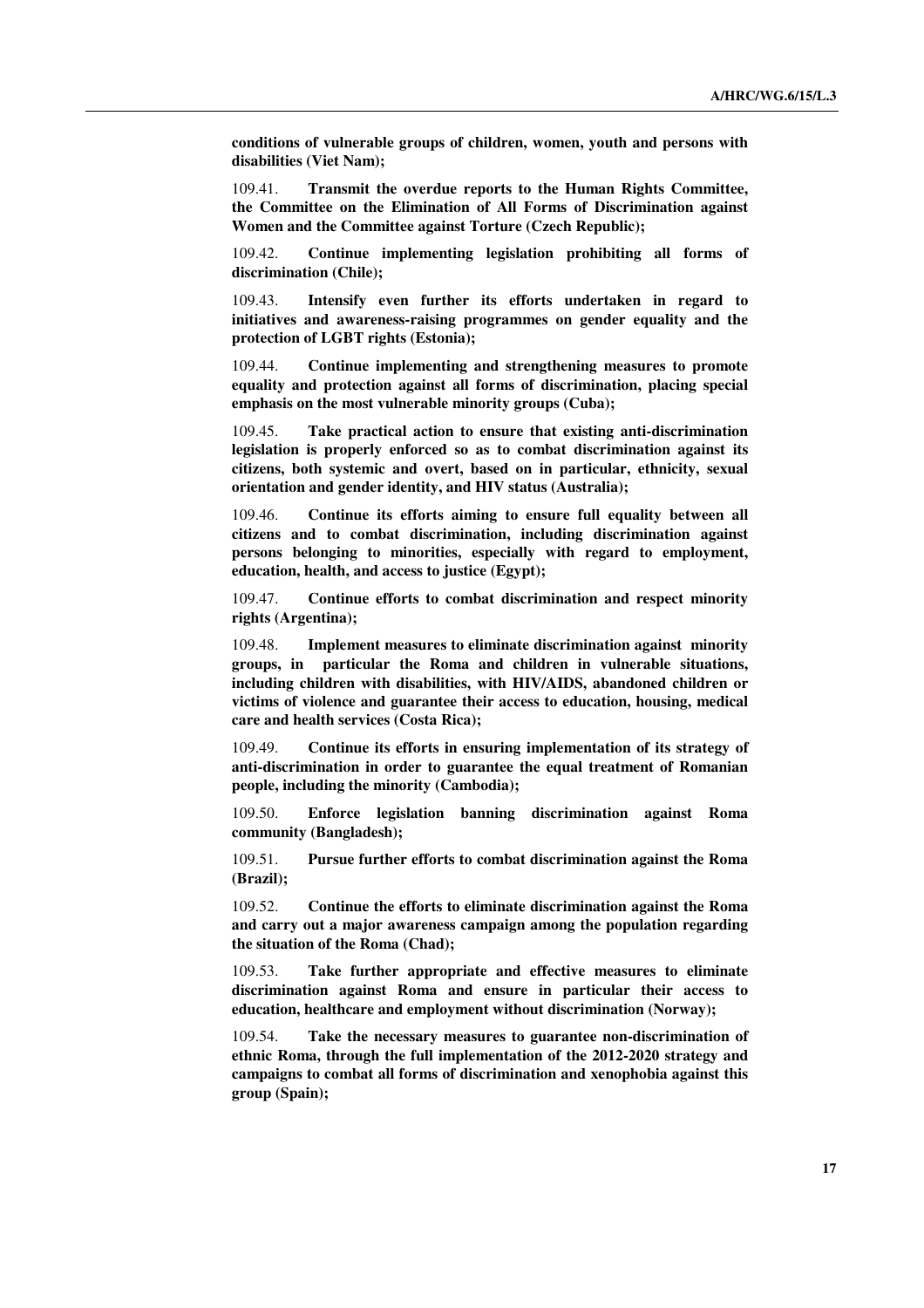**conditions of vulnerable groups of children, women, youth and persons with disabilities (Viet Nam);**

109.41. **Transmit the overdue reports to the Human Rights Committee, the Committee on the Elimination of All Forms of Discrimination against Women and the Committee against Torture (Czech Republic);**

109.42. **Continue implementing legislation prohibiting all forms of discrimination (Chile);**

109.43. **Intensify even further its efforts undertaken in regard to initiatives and awareness-raising programmes on gender equality and the protection of LGBT rights (Estonia);**

109.44. **Continue implementing and strengthening measures to promote equality and protection against all forms of discrimination, placing special emphasis on the most vulnerable minority groups (Cuba);**

109.45. **Take practical action to ensure that existing anti-discrimination legislation is properly enforced so as to combat discrimination against its citizens, both systemic and overt, based on in particular, ethnicity, sexual orientation and gender identity, and HIV status (Australia);**

109.46. **Continue its efforts aiming to ensure full equality between all citizens and to combat discrimination, including discrimination against persons belonging to minorities, especially with regard to employment, education, health, and access to justice (Egypt);**

109.47. **Continue efforts to combat discrimination and respect minority rights (Argentina);**

109.48. **Implement measures to eliminate discrimination against minority groups, in particular the Roma and children in vulnerable situations, including children with disabilities, with HIV/AIDS, abandoned children or victims of violence and guarantee their access to education, housing, medical care and health services (Costa Rica);**

109.49. **Continue its efforts in ensuring implementation of its strategy of anti-discrimination in order to guarantee the equal treatment of Romanian people, including the minority (Cambodia);**

109.50. **Enforce legislation banning discrimination against Roma community (Bangladesh);**

109.51. **Pursue further efforts to combat discrimination against the Roma (Brazil);**

109.52. **Continue the efforts to eliminate discrimination against the Roma and carry out a major awareness campaign among the population regarding the situation of the Roma (Chad);**

109.53. **Take further appropriate and effective measures to eliminate discrimination against Roma and ensure in particular their access to education, healthcare and employment without discrimination (Norway);**

109.54. **Take the necessary measures to guarantee non-discrimination of ethnic Roma, through the full implementation of the 2012-2020 strategy and campaigns to combat all forms of discrimination and xenophobia against this group (Spain);**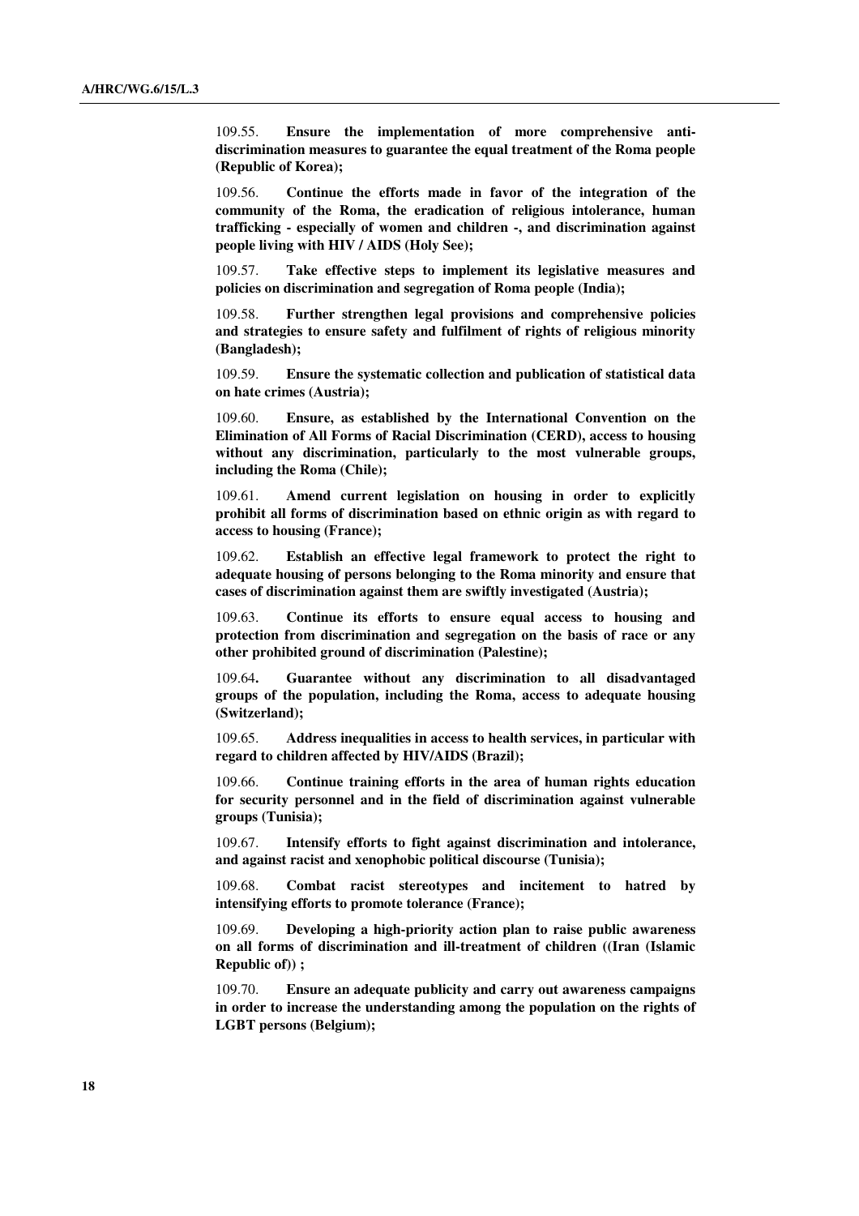109.55. **Ensure the implementation of more comprehensive anti-discrimination measures to guarantee the equal treatment of the Roma people (Republic of Korea);**

109.56. **Continue the efforts made in favor of the integration of the community of the Roma, the eradication of religious intolerance, human trafficking - especially of women and children -, and discrimination against people living with HIV / AIDS (Holy See);**

109.57. **Take effective steps to implement its legislative measures and policies on discrimination and segregation of Roma people (India);**

109.58. **Further strengthen legal provisions and comprehensive policies and strategies to ensure safety and fulfilment of rights of religious minority (Bangladesh);**

109.59. **Ensure the systematic collection and publication of statistical data on hate crimes (Austria);**

109.60. **Ensure, as established by the International Convention on the Elimination of All Forms of Racial Discrimination (CERD), access to housing without any discrimination, particularly to the most vulnerable groups, including the Roma (Chile);**

109.61. **Amend current legislation on housing in order to explicitly prohibit all forms of discrimination based on ethnic origin as with regard to access to housing (France);**

109.62. **Establish an effective legal framework to protect the right to adequate housing of persons belonging to the Roma minority and ensure that cases of discrimination against them are swiftly investigated (Austria);**

109.63. **Continue its efforts to ensure equal access to housing and protection from discrimination and segregation on the basis of race or any other prohibited ground of discrimination (Palestine);**

109.64**. Guarantee without any discrimination to all disadvantaged groups of the population, including the Roma, access to adequate housing (Switzerland);**

109.65. **Address inequalities in access to health services, in particular with regard to children affected by HIV/AIDS (Brazil);**

109.66. **Continue training efforts in the area of human rights education for security personnel and in the field of discrimination against vulnerable groups (Tunisia);**

109.67. **Intensify efforts to fight against discrimination and intolerance, and against racist and xenophobic political discourse (Tunisia);**

109.68. **Combat racist stereotypes and incitement to hatred by intensifying efforts to promote tolerance (France);**

109.69. **Developing a high-priority action plan to raise public awareness on all forms of discrimination and ill-treatment of children ((Iran (Islamic Republic of)) ;**

109.70. **Ensure an adequate publicity and carry out awareness campaigns in order to increase the understanding among the population on the rights of LGBT persons (Belgium);**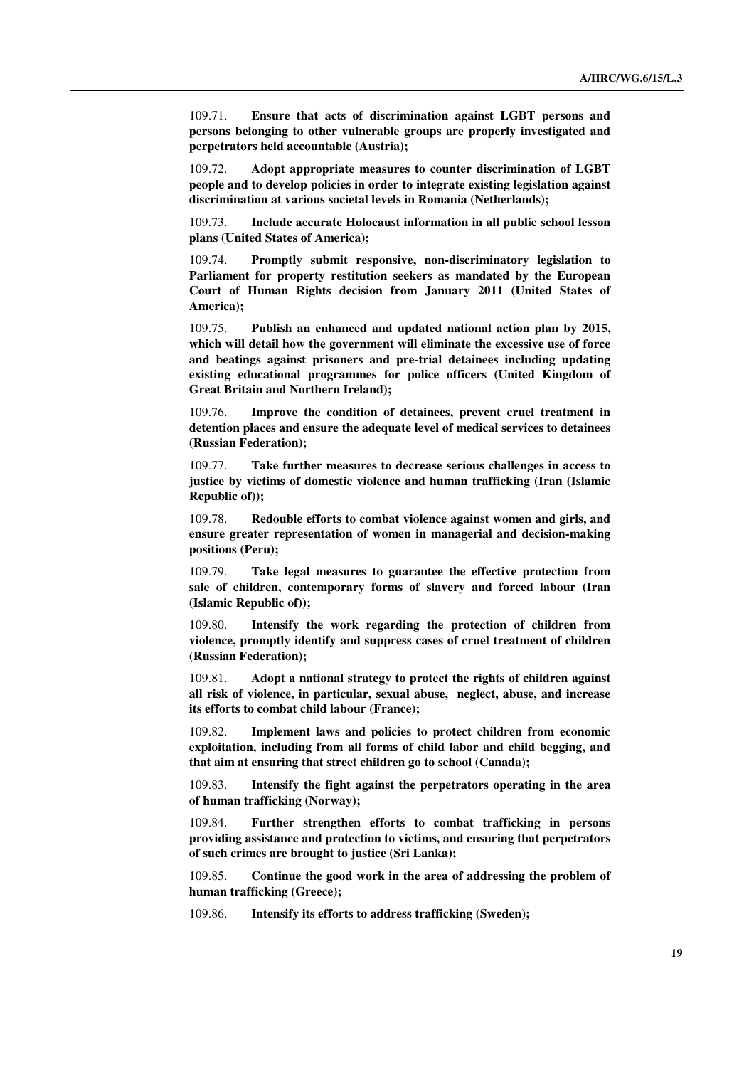109.71. **Ensure that acts of discrimination against LGBT persons and persons belonging to other vulnerable groups are properly investigated and perpetrators held accountable (Austria);**

109.72. **Adopt appropriate measures to counter discrimination of LGBT people and to develop policies in order to integrate existing legislation against discrimination at various societal levels in Romania (Netherlands);**

109.73. **Include accurate Holocaust information in all public school lesson plans (United States of America);**

109.74. **Promptly submit responsive, non-discriminatory legislation to Parliament for property restitution seekers as mandated by the European Court of Human Rights decision from January 2011 (United States of America);**

109.75. **Publish an enhanced and updated national action plan by 2015, which will detail how the government will eliminate the excessive use of force and beatings against prisoners and pre-trial detainees including updating existing educational programmes for police officers (United Kingdom of Great Britain and Northern Ireland);**

109.76. **Improve the condition of detainees, prevent cruel treatment in detention places and ensure the adequate level of medical services to detainees (Russian Federation);**

109.77. **Take further measures to decrease serious challenges in access to justice by victims of domestic violence and human trafficking (Iran (Islamic Republic of));**

109.78. **Redouble efforts to combat violence against women and girls, and ensure greater representation of women in managerial and decision-making positions (Peru);**

109.79. **Take legal measures to guarantee the effective protection from sale of children, contemporary forms of slavery and forced labour (Iran (Islamic Republic of));**

109.80. **Intensify the work regarding the protection of children from violence, promptly identify and suppress cases of cruel treatment of children (Russian Federation);**

109.81. **Adopt a national strategy to protect the rights of children against all risk of violence, in particular, sexual abuse, neglect, abuse, and increase its efforts to combat child labour (France);**

109.82. **Implement laws and policies to protect children from economic exploitation, including from all forms of child labor and child begging, and that aim at ensuring that street children go to school (Canada);**

109.83. **Intensify the fight against the perpetrators operating in the area of human trafficking (Norway);**

109.84. **Further strengthen efforts to combat trafficking in persons providing assistance and protection to victims, and ensuring that perpetrators of such crimes are brought to justice (Sri Lanka);**

109.85. **Continue the good work in the area of addressing the problem of human trafficking (Greece);**

109.86. **Intensify its efforts to address trafficking (Sweden);**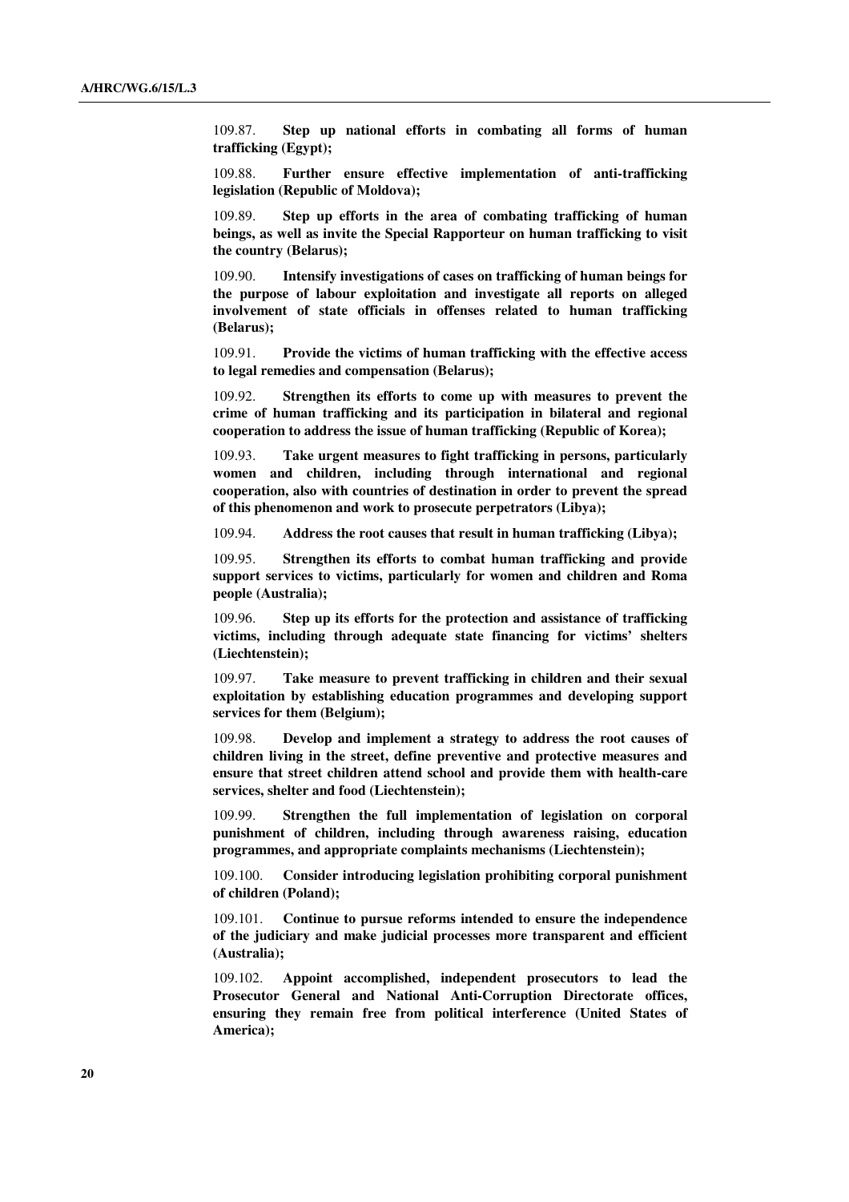109.87. **Step up national efforts in combating all forms of human trafficking (Egypt);**

109.88. **Further ensure effective implementation of anti-trafficking legislation (Republic of Moldova);**

109.89. **Step up efforts in the area of combating trafficking of human beings, as well as invite the Special Rapporteur on human trafficking to visit the country (Belarus);**

109.90. **Intensify investigations of cases on trafficking of human beings for the purpose of labour exploitation and investigate all reports on alleged involvement of state officials in offenses related to human trafficking (Belarus);**

109.91. **Provide the victims of human trafficking with the effective access to legal remedies and compensation (Belarus);**

109.92. **Strengthen its efforts to come up with measures to prevent the crime of human trafficking and its participation in bilateral and regional cooperation to address the issue of human trafficking (Republic of Korea);**

109.93. **Take urgent measures to fight trafficking in persons, particularly women and children, including through international and regional cooperation, also with countries of destination in order to prevent the spread of this phenomenon and work to prosecute perpetrators (Libya);**

109.94. **Address the root causes that result in human trafficking (Libya);**

109.95. **Strengthen its efforts to combat human trafficking and provide support services to victims, particularly for women and children and Roma people (Australia);**

109.96. **Step up its efforts for the protection and assistance of trafficking victims, including through adequate state financing for victims' shelters (Liechtenstein);**

109.97. **Take measure to prevent trafficking in children and their sexual exploitation by establishing education programmes and developing support services for them (Belgium);**

109.98. **Develop and implement a strategy to address the root causes of children living in the street, define preventive and protective measures and ensure that street children attend school and provide them with health-care services, shelter and food (Liechtenstein);**

109.99. **Strengthen the full implementation of legislation on corporal punishment of children, including through awareness raising, education programmes, and appropriate complaints mechanisms (Liechtenstein);**

109.100. **Consider introducing legislation prohibiting corporal punishment of children (Poland);**

109.101. **Continue to pursue reforms intended to ensure the independence of the judiciary and make judicial processes more transparent and efficient (Australia);**

109.102. **Appoint accomplished, independent prosecutors to lead the Prosecutor General and National Anti-Corruption Directorate offices, ensuring they remain free from political interference (United States of America);**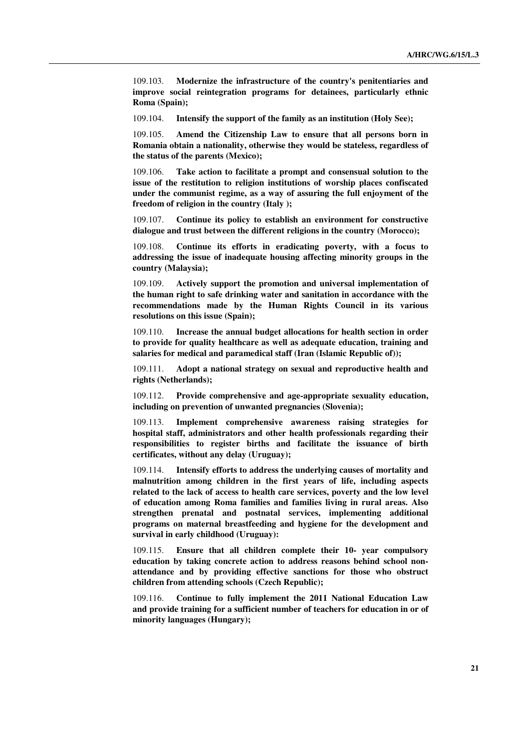109.103. **Modernize the infrastructure of the country's penitentiaries and improve social reintegration programs for detainees, particularly ethnic Roma (Spain);**

109.104. **Intensify the support of the family as an institution (Holy See);**

109.105. **Amend the Citizenship Law to ensure that all persons born in Romania obtain a nationality, otherwise they would be stateless, regardless of the status of the parents (Mexico);**

109.106. **Take action to facilitate a prompt and consensual solution to the issue of the restitution to religion institutions of worship places confiscated under the communist regime, as a way of assuring the full enjoyment of the freedom of religion in the country (Italy );**

109.107. **Continue its policy to establish an environment for constructive dialogue and trust between the different religions in the country (Morocco);**

109.108. **Continue its efforts in eradicating poverty, with a focus to addressing the issue of inadequate housing affecting minority groups in the country (Malaysia);**

109.109. **Actively support the promotion and universal implementation of the human right to safe drinking water and sanitation in accordance with the recommendations made by the Human Rights Council in its various resolutions on this issue (Spain);**

109.110. **Increase the annual budget allocations for health section in order to provide for quality healthcare as well as adequate education, training and salaries for medical and paramedical staff (Iran (Islamic Republic of));**

109.111. **Adopt a national strategy on sexual and reproductive health and rights (Netherlands);**

109.112. **Provide comprehensive and age-appropriate sexuality education, including on prevention of unwanted pregnancies (Slovenia);**

109.113. **Implement comprehensive awareness raising strategies for hospital staff, administrators and other health professionals regarding their responsibilities to register births and facilitate the issuance of birth certificates, without any delay (Uruguay);**

109.114. **Intensify efforts to address the underlying causes of mortality and malnutrition among children in the first years of life, including aspects related to the lack of access to health care services, poverty and the low level of education among Roma families and families living in rural areas. Also strengthen prenatal and postnatal services, implementing additional programs on maternal breastfeeding and hygiene for the development and survival in early childhood (Uruguay):**

109.115. **Ensure that all children complete their 10- year compulsory education by taking concrete action to address reasons behind school non-attendance and by providing effective sanctions for those who obstruct children from attending schools (Czech Republic);**

109.116. **Continue to fully implement the 2011 National Education Law and provide training for a sufficient number of teachers for education in or of minority languages (Hungary);**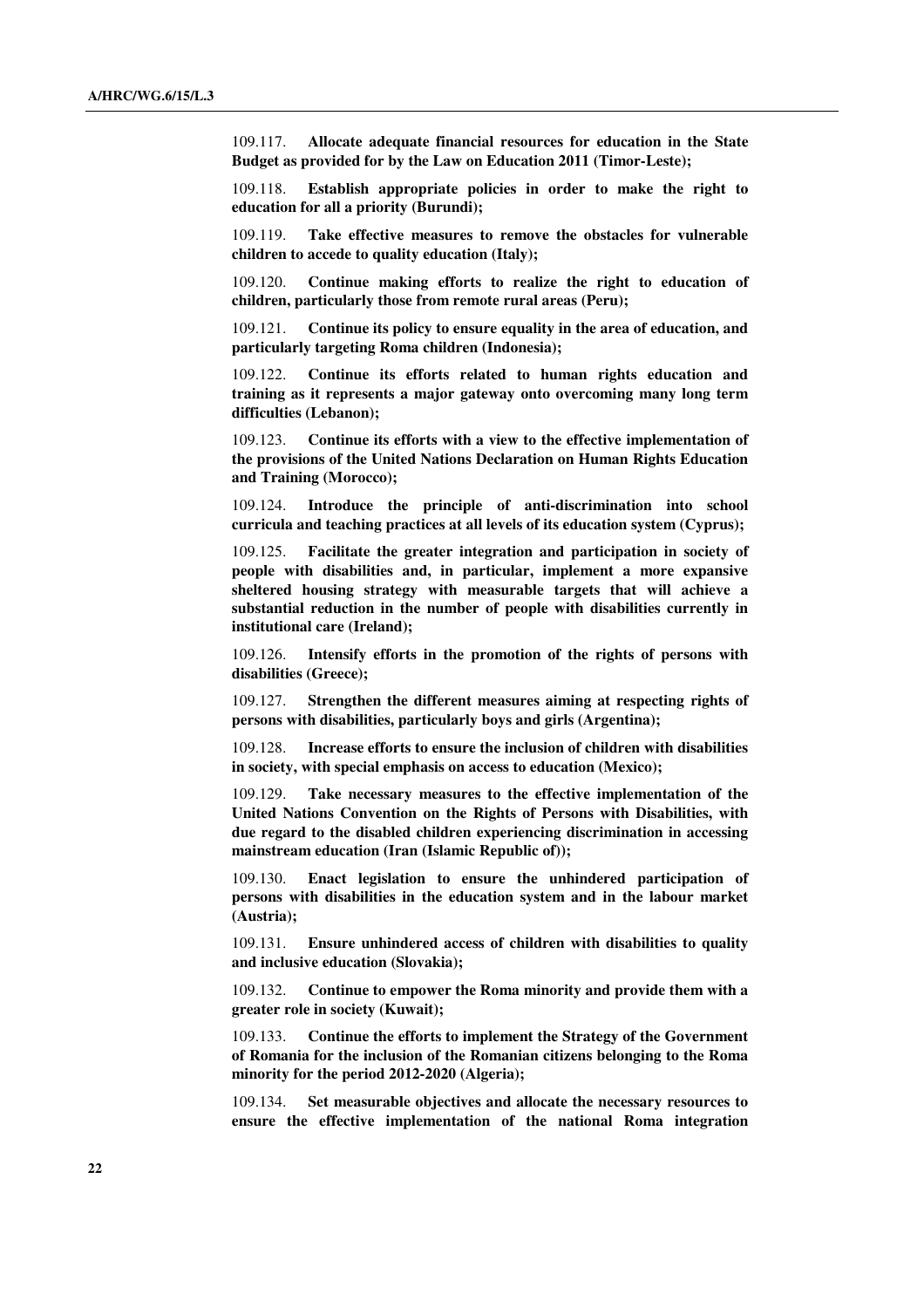109.117. **Allocate adequate financial resources for education in the State Budget as provided for by the Law on Education 2011 (Timor-Leste);**

109.118. **Establish appropriate policies in order to make the right to education for all a priority (Burundi);**

109.119. **Take effective measures to remove the obstacles for vulnerable children to accede to quality education (Italy);**

109.120. **Continue making efforts to realize the right to education of children, particularly those from remote rural areas (Peru);**

109.121. **Continue its policy to ensure equality in the area of education, and particularly targeting Roma children (Indonesia);**

109.122. **Continue its efforts related to human rights education and training as it represents a major gateway onto overcoming many long term difficulties (Lebanon);**

109.123. **Continue its efforts with a view to the effective implementation of the provisions of the United Nations Declaration on Human Rights Education and Training (Morocco);**

109.124. **Introduce the principle of anti-discrimination into school curricula and teaching practices at all levels of its education system (Cyprus);**

109.125. **Facilitate the greater integration and participation in society of people with disabilities and, in particular, implement a more expansive sheltered housing strategy with measurable targets that will achieve a substantial reduction in the number of people with disabilities currently in institutional care (Ireland);**

109.126. **Intensify efforts in the promotion of the rights of persons with disabilities (Greece);**

109.127. **Strengthen the different measures aiming at respecting rights of persons with disabilities, particularly boys and girls (Argentina);**

109.128. **Increase efforts to ensure the inclusion of children with disabilities in society, with special emphasis on access to education (Mexico);**

109.129. **Take necessary measures to the effective implementation of the United Nations Convention on the Rights of Persons with Disabilities, with due regard to the disabled children experiencing discrimination in accessing mainstream education (Iran (Islamic Republic of));**

109.130. **Enact legislation to ensure the unhindered participation of persons with disabilities in the education system and in the labour market (Austria);**

109.131. **Ensure unhindered access of children with disabilities to quality and inclusive education (Slovakia);**

109.132. **Continue to empower the Roma minority and provide them with a greater role in society (Kuwait);**

109.133. **Continue the efforts to implement the Strategy of the Government of Romania for the inclusion of the Romanian citizens belonging to the Roma minority for the period 2012-2020 (Algeria);**

109.134. **Set measurable objectives and allocate the necessary resources to ensure the effective implementation of the national Roma integration**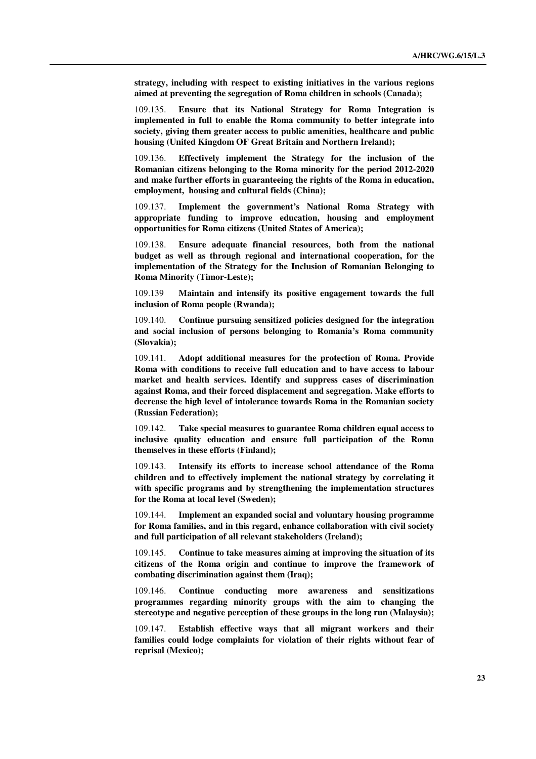**strategy, including with respect to existing initiatives in the various regions aimed at preventing the segregation of Roma children in schools (Canada);**

109.135. **Ensure that its National Strategy for Roma Integration is implemented in full to enable the Roma community to better integrate into society, giving them greater access to public amenities, healthcare and public housing (United Kingdom OF Great Britain and Northern Ireland);**

109.136. **Effectively implement the Strategy for the inclusion of the Romanian citizens belonging to the Roma minority for the period 2012-2020 and make further efforts in guaranteeing the rights of the Roma in education, employment, housing and cultural fields (China);**

109.137. **Implement the government's National Roma Strategy with appropriate funding to improve education, housing and employment opportunities for Roma citizens (United States of America);**

109.138. **Ensure adequate financial resources, both from the national budget as well as through regional and international cooperation, for the implementation of the Strategy for the Inclusion of Romanian Belonging to Roma Minority (Timor-Leste);**

109.139 **Maintain and intensify its positive engagement towards the full inclusion of Roma people (Rwanda);**

109.140. **Continue pursuing sensitized policies designed for the integration and social inclusion of persons belonging to Romania's Roma community (Slovakia);**

109.141. **Adopt additional measures for the protection of Roma. Provide Roma with conditions to receive full education and to have access to labour market and health services. Identify and suppress cases of discrimination against Roma, and their forced displacement and segregation. Make efforts to decrease the high level of intolerance towards Roma in the Romanian society (Russian Federation);**

109.142. **Take special measures to guarantee Roma children equal access to inclusive quality education and ensure full participation of the Roma themselves in these efforts (Finland);**

109.143. **Intensify its efforts to increase school attendance of the Roma children and to effectively implement the national strategy by correlating it with specific programs and by strengthening the implementation structures for the Roma at local level (Sweden);**

109.144. **Implement an expanded social and voluntary housing programme for Roma families, and in this regard, enhance collaboration with civil society and full participation of all relevant stakeholders (Ireland);**

109.145. **Continue to take measures aiming at improving the situation of its citizens of the Roma origin and continue to improve the framework of combating discrimination against them (Iraq);**

109.146. **Continue conducting more awareness and sensitizations programmes regarding minority groups with the aim to changing the stereotype and negative perception of these groups in the long run (Malaysia);**

109.147. **Establish effective ways that all migrant workers and their families could lodge complaints for violation of their rights without fear of reprisal (Mexico);**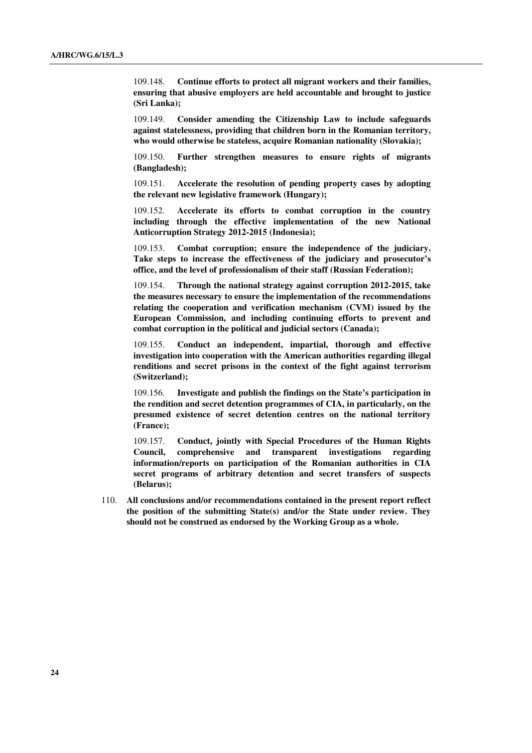109.148. **Continue efforts to protect all migrant workers and their families, ensuring that abusive employers are held accountable and brought to justice (Sri Lanka);**

109.149. **Consider amending the Citizenship Law to include safeguards against statelessness, providing that children born in the Romanian territory, who would otherwise be stateless, acquire Romanian nationality (Slovakia);**

109.150. **Further strengthen measures to ensure rights of migrants (Bangladesh);**

109.151. **Accelerate the resolution of pending property cases by adopting the relevant new legislative framework (Hungary);**

109.152. **Accelerate its efforts to combat corruption in the country including through the effective implementation of the new National Anticorruption Strategy 2012-2015 (Indonesia);**

109.153. **Combat corruption; ensure the independence of the judiciary. Take steps to increase the effectiveness of the judiciary and prosecutor's office, and the level of professionalism of their staff (Russian Federation);**

109.154. **Through the national strategy against corruption 2012-2015, take the measures necessary to ensure the implementation of the recommendations relating the cooperation and verification mechanism (CVM) issued by the European Commission, and including continuing efforts to prevent and combat corruption in the political and judicial sectors (Canada);**

109.155. **Conduct an independent, impartial, thorough and effective investigation into cooperation with the American authorities regarding illegal renditions and secret prisons in the context of the fight against terrorism (Switzerland);**

109.156. **Investigate and publish the findings on the State's participation in the rendition and secret detention programmes of CIA, in particularly, on the presumed existence of secret detention centres on the national territory (France);**

109.157. **Conduct, jointly with Special Procedures of the Human Rights Council, comprehensive and transparent investigations regarding information/reports on participation of the Romanian authorities in CIA secret programs of arbitrary detention and secret transfers of suspects (Belarus);**

110. **All conclusions and/or recommendations contained in the present report reflect the position of the submitting State(s) and/or the State under review. They should not be construed as endorsed by the Working Group as a whole.**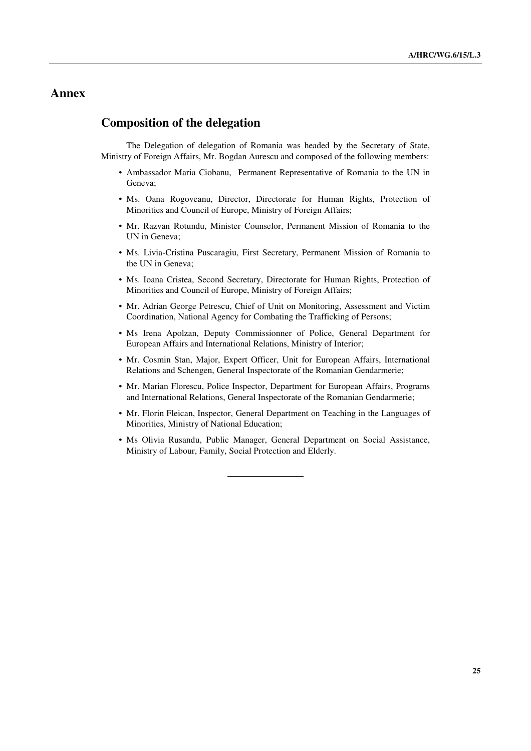# Annex

## Composition of the delegation

The Delegation of delegation of Romania was headed by the Secretary of State, Ministry of Foreign Affairs, Mr. Bogdan Aurescu and composed of the following members:

- Ambassador Maria Ciobanu, Permanent Representative of Romania to the UN in Geneva;
- Ms. Oana Rogoveanu, Director, Directorate for Human Rights, Protection of Minorities and Council of Europe, Ministry of Foreign Affairs;
- Mr. Razvan Rotundu, Minister Counselor, Permanent Mission of Romania to the UN in Geneva;
- Ms. Livia-Cristina Puscaragiu, First Secretary, Permanent Mission of Romania to the UN in Geneva;
- Ms. Ioana Cristea, Second Secretary, Directorate for Human Rights, Protection of Minorities and Council of Europe, Ministry of Foreign Affairs;
- Mr. Adrian George Petrescu, Chief of Unit on Monitoring, Assessment and Victim Coordination, National Agency for Combating the Trafficking of Persons;
- Ms Irena Apolzan, Deputy Commissionner of Police, General Department for European Affairs and International Relations, Ministry of Interior;
- Mr. Cosmin Stan, Major, Expert Officer, Unit for European Affairs, International Relations and Schengen, General Inspectorate of the Romanian Gendarmerie;
- Mr. Marian Florescu, Police Inspector, Department for European Affairs, Programs and International Relations, General Inspectorate of the Romanian Gendarmerie;
- Mr. Florin Fleican, Inspector, General Department on Teaching in the Languages of Minorities, Ministry of National Education;
- Ms Olivia Rusandu, Public Manager, General Department on Social Assistance, Ministry of Labour, Family, Social Protection and Elderly.